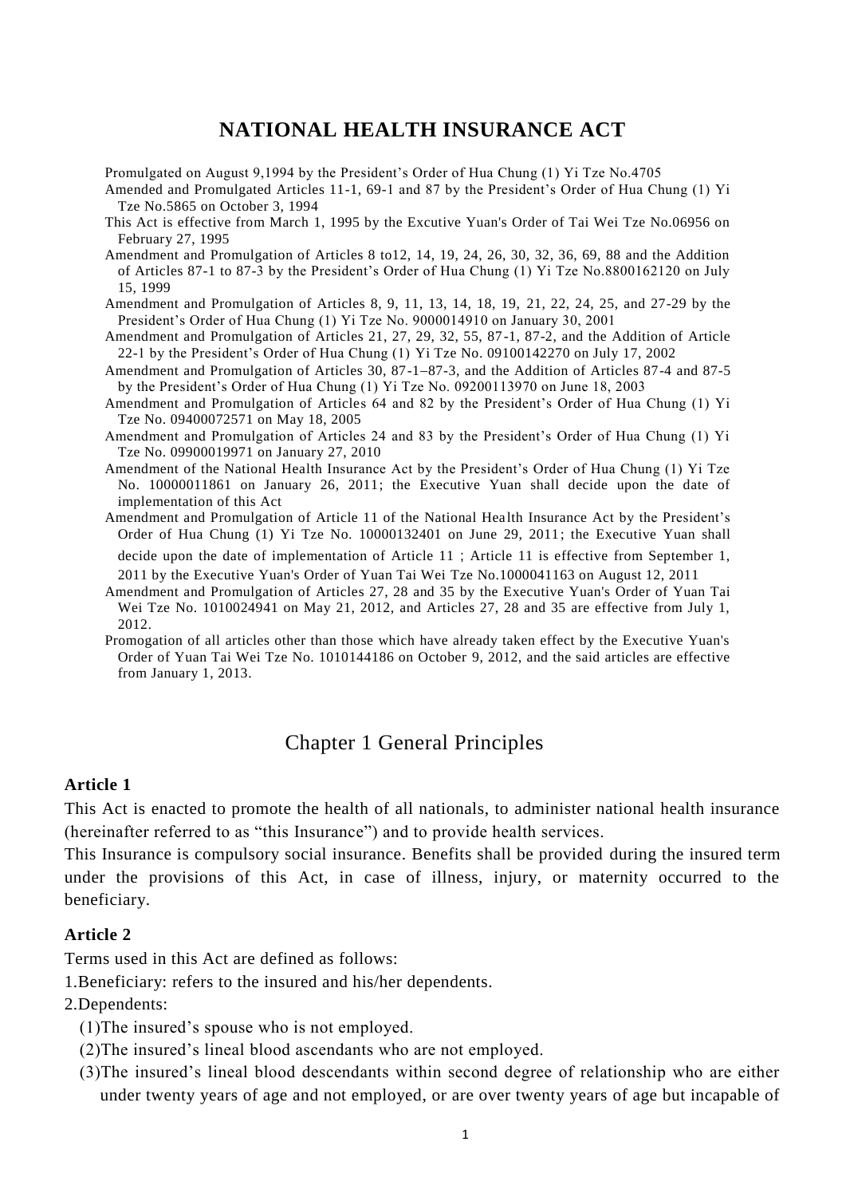# NATIONAL HEALTH INSURANCE ACT

Promulgated on August 9,1994 by the President's Order of Hua Chung (1) Yi Tze No.4705

Amended and Promulgated Articles 11-1, 69-1 and 87 by the President's Order of Hua Chung (1) Yi Tze No.5865 on October 3, 1994

This Act is effective from March 1, 1995 by the Excutive Yuan's Order of Tai Wei Tze No.06956 on February 27, 1995

Amendment and Promulgation of Articles 8 to12, 14, 19, 24, 26, 30, 32, 36, 69, 88 and the Addition of Articles 87-1 to 87-3 by the President's Order of Hua Chung (1) Yi Tze No.8800162120 on July 15, 1999

Amendment and Promulgation of Articles 8, 9, 11, 13, 14, 18, 19, 21, 22, 24, 25, and 27-29 by the President's Order of Hua Chung (1) Yi Tze No. 9000014910 on January 30, 2001

Amendment and Promulgation of Articles 21, 27, 29, 32, 55, 87-1, 87-2, and the Addition of Article 22-1 by the President's Order of Hua Chung (1) Yi Tze No. 09100142270 on July 17, 2002

Amendment and Promulgation of Articles 30, 87-1–87-3, and the Addition of Articles 87-4 and 87-5 by the President's Order of Hua Chung (1) Yi Tze No. 09200113970 on June 18, 2003

Amendment and Promulgation of Articles 64 and 82 by the President's Order of Hua Chung (1) Yi Tze No. 09400072571 on May 18, 2005

Amendment and Promulgation of Articles 24 and 83 by the President's Order of Hua Chung (1) Yi Tze No. 09900019971 on January 27, 2010

Amendment of the National Health Insurance Act by the President's Order of Hua Chung (1) Yi Tze No. 10000011861 on January 26, 2011; the Executive Yuan shall decide upon the date of implementation of this Act

Amendment and Promulgation of Article 11 of the National Health Insurance Act by the President's Order of Hua Chung (1) Yi Tze No. 10000132401 on June 29, 2011; the Executive Yuan shall decide upon the date of implementation of Article 11 ; Article 11 is effective from September 1, 2011 by the Executive Yuan's Order of Yuan Tai Wei Tze No.1000041163 on August 12, 2011

Amendment and Promulgation of Articles 27, 28 and 35 by the Executive Yuan's Order of Yuan Tai Wei Tze No. 1010024941 on May 21, 2012, and Articles 27, 28 and 35 are effective from July 1, 2012.

Promogation of all articles other than those which have already taken effect by the Executive Yuan's Order of Yuan Tai Wei Tze No. 1010144186 on October 9, 2012, and the said articles are effective from January 1, 2013.

## Chapter 1 General Principles

**Article 1**

This Act is enacted to promote the health of all nationals, to administer national health insurance (hereinafter referred to as "this Insurance") and to provide health services.

This Insurance is compulsory social insurance. Benefits shall be provided during the insured term under the provisions of this Act, in case of illness, injury, or maternity occurred to the beneficiary.

**Article 2**

Terms used in this Act are defined as follows:

1.Beneficiary: refers to the insured and his/her dependents.

2.Dependents:

(1)The insured's spouse who is not employed.

(2)The insured's lineal blood ascendants who are not employed.

(3)The insured's lineal blood descendants within second degree of relationship who are either under twenty years of age and not employed, or are over twenty years of age but incapable of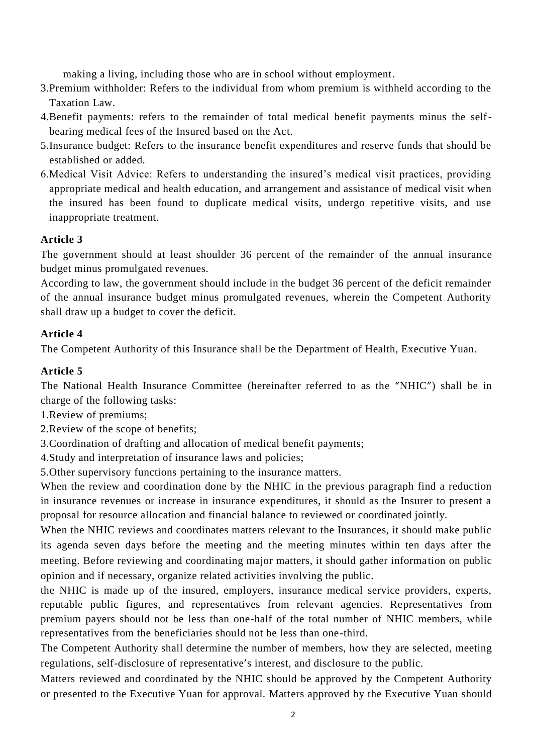making a living, including those who are in school without employment.

3.Premium withholder: Refers to the individual from whom premium is withheld according to the Taxation Law.

4.Benefit payments: refers to the remainder of total medical benefit payments minus the self-bearing medical fees of the Insured based on the Act.

5.Insurance budget: Refers to the insurance benefit expenditures and reserve funds that should be established or added.

6.Medical Visit Advice: Refers to understanding the insured's medical visit practices, providing appropriate medical and health education, and arrangement and assistance of medical visit when the insured has been found to duplicate medical visits, undergo repetitive visits, and use inappropriate treatment.

**Article 3**

The government should at least shoulder 36 percent of the remainder of the annual insurance budget minus promulgated revenues.

According to law, the government should include in the budget 36 percent of the deficit remainder of the annual insurance budget minus promulgated revenues, wherein the Competent Authority shall draw up a budget to cover the deficit.

**Article 4**

The Competent Authority of this Insurance shall be the Department of Health, Executive Yuan.

**Article 5**

The National Health Insurance Committee (hereinafter referred to as the "NHIC") shall be in charge of the following tasks:

1.Review of premiums;

2.Review of the scope of benefits;

3.Coordination of drafting and allocation of medical benefit payments;

4.Study and interpretation of insurance laws and policies;

5.Other supervisory functions pertaining to the insurance matters.

When the review and coordination done by the NHIC in the previous paragraph find a reduction in insurance revenues or increase in insurance expenditures, it should as the Insurer to present a proposal for resource allocation and financial balance to reviewed or coordinated jointly.

When the NHIC reviews and coordinates matters relevant to the Insurances, it should make public its agenda seven days before the meeting and the meeting minutes within ten days after the meeting. Before reviewing and coordinating major matters, it should gather information on public opinion and if necessary, organize related activities involving the public.

the NHIC is made up of the insured, employers, insurance medical service providers, experts, reputable public figures, and representatives from relevant agencies. Representatives from premium payers should not be less than one-half of the total number of NHIC members, while representatives from the beneficiaries should not be less than one-third.

The Competent Authority shall determine the number of members, how they are selected, meeting regulations, self-disclosure of representative's interest, and disclosure to the public.

Matters reviewed and coordinated by the NHIC should be approved by the Competent Authority or presented to the Executive Yuan for approval. Matters approved by the Executive Yuan should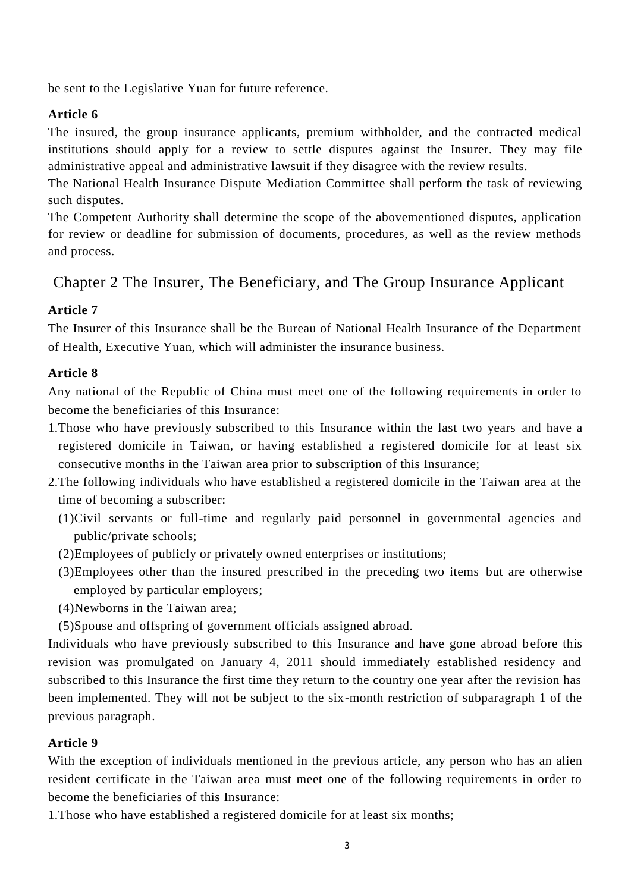be sent to the Legislative Yuan for future reference.

**Article 6**

The insured, the group insurance applicants, premium withholder, and the contracted medical institutions should apply for a review to settle disputes against the Insurer. They may file administrative appeal and administrative lawsuit if they disagree with the review results.

The National Health Insurance Dispute Mediation Committee shall perform the task of reviewing such disputes.

The Competent Authority shall determine the scope of the abovementioned disputes, application for review or deadline for submission of documents, procedures, as well as the review methods and process.

## Chapter 2 The Insurer, The Beneficiary, and The Group Insurance Applicant

**Article 7**

The Insurer of this Insurance shall be the Bureau of National Health Insurance of the Department of Health, Executive Yuan, which will administer the insurance business.

**Article 8**

Any national of the Republic of China must meet one of the following requirements in order to become the beneficiaries of this Insurance:

1.Those who have previously subscribed to this Insurance within the last two years and have a registered domicile in Taiwan, or having established a registered domicile for at least six consecutive months in the Taiwan area prior to subscription of this Insurance;

2.The following individuals who have established a registered domicile in the Taiwan area at the time of becoming a subscriber:

(1)Civil servants or full-time and regularly paid personnel in governmental agencies and public/private schools;

(2)Employees of publicly or privately owned enterprises or institutions;

(3)Employees other than the insured prescribed in the preceding two items but are otherwise employed by particular employers;

(4)Newborns in the Taiwan area;

(5)Spouse and offspring of government officials assigned abroad.

Individuals who have previously subscribed to this Insurance and have gone abroad before this revision was promulgated on January 4, 2011 should immediately established residency and subscribed to this Insurance the first time they return to the country one year after the revision has been implemented. They will not be subject to the six-month restriction of subparagraph 1 of the previous paragraph.

**Article 9**

With the exception of individuals mentioned in the previous article, any person who has an alien resident certificate in the Taiwan area must meet one of the following requirements in order to become the beneficiaries of this Insurance:

1.Those who have established a registered domicile for at least six months;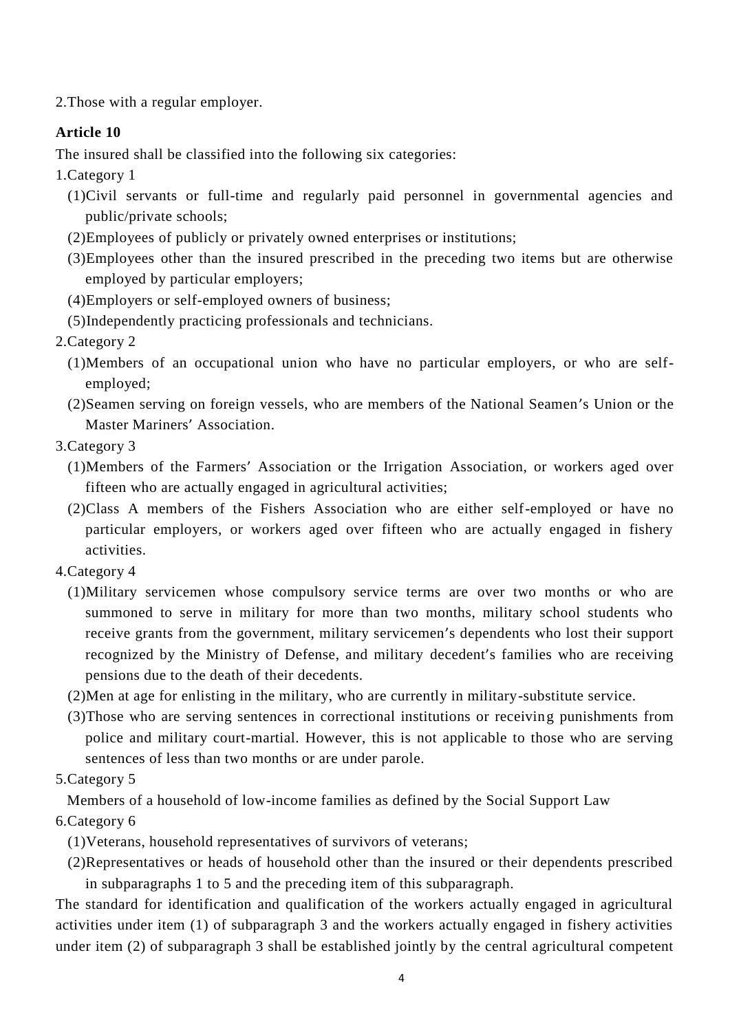2.Those with a regular employer.

**Article 10**

The insured shall be classified into the following six categories:

1.Category 1

(1)Civil servants or full-time and regularly paid personnel in governmental agencies and public/private schools;

(2)Employees of publicly or privately owned enterprises or institutions;

(3)Employees other than the insured prescribed in the preceding two items but are otherwise employed by particular employers;

(4)Employers or self-employed owners of business;

(5)Independently practicing professionals and technicians.

2.Category 2

(1)Members of an occupational union who have no particular employers, or who are self-employed;

(2)Seamen serving on foreign vessels, who are members of the National Seamen's Union or the Master Mariners' Association.

3.Category 3

(1)Members of the Farmers' Association or the Irrigation Association, or workers aged over fifteen who are actually engaged in agricultural activities;

(2)Class A members of the Fishers Association who are either self-employed or have no particular employers, or workers aged over fifteen who are actually engaged in fishery activities.

4.Category 4

(1)Military servicemen whose compulsory service terms are over two months or who are summoned to serve in military for more than two months, military school students who receive grants from the government, military servicemen's dependents who lost their support recognized by the Ministry of Defense, and military decedent's families who are receiving pensions due to the death of their decedents.

(2)Men at age for enlisting in the military, who are currently in military-substitute service.

(3)Those who are serving sentences in correctional institutions or receiving punishments from police and military court-martial. However, this is not applicable to those who are serving sentences of less than two months or are under parole.

5.Category 5

Members of a household of low-income families as defined by the Social Support Law

6.Category 6

(1)Veterans, household representatives of survivors of veterans;

(2)Representatives or heads of household other than the insured or their dependents prescribed in subparagraphs 1 to 5 and the preceding item of this subparagraph.

The standard for identification and qualification of the workers actually engaged in agricultural activities under item (1) of subparagraph 3 and the workers actually engaged in fishery activities under item (2) of subparagraph 3 shall be established jointly by the central agricultural competent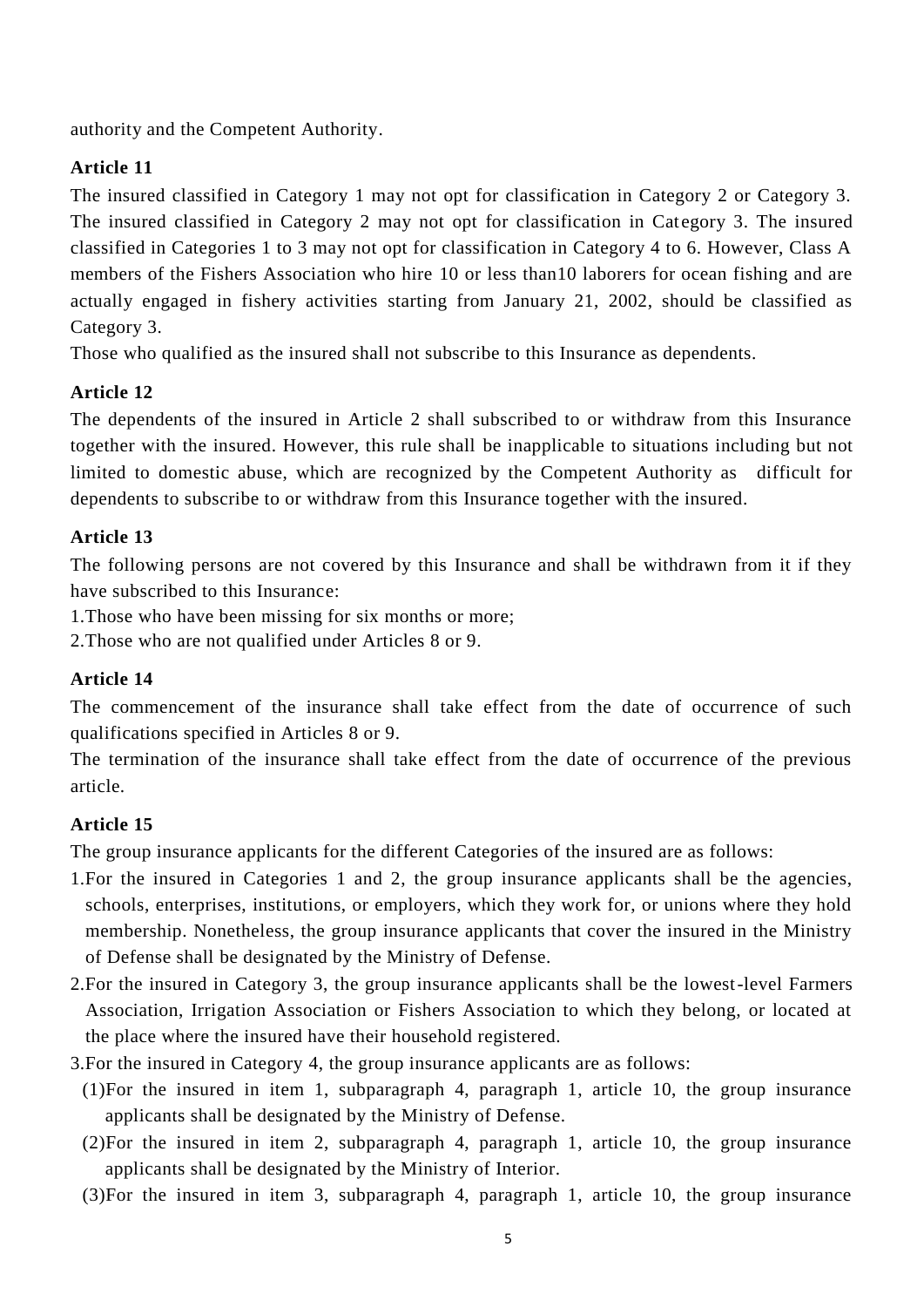authority and the Competent Authority.

**Article 11**

The insured classified in Category 1 may not opt for classification in Category 2 or Category 3. The insured classified in Category 2 may not opt for classification in Category 3. The insured classified in Categories 1 to 3 may not opt for classification in Category 4 to 6. However, Class A members of the Fishers Association who hire 10 or less than10 laborers for ocean fishing and are actually engaged in fishery activities starting from January 21, 2002, should be classified as Category 3.

Those who qualified as the insured shall not subscribe to this Insurance as dependents.

**Article 12**

The dependents of the insured in Article 2 shall subscribed to or withdraw from this Insurance together with the insured. However, this rule shall be inapplicable to situations including but not limited to domestic abuse, which are recognized by the Competent Authority as difficult for dependents to subscribe to or withdraw from this Insurance together with the insured.

**Article 13**

The following persons are not covered by this Insurance and shall be withdrawn from it if they have subscribed to this Insurance:

1.Those who have been missing for six months or more;

2.Those who are not qualified under Articles 8 or 9.

**Article 14**

The commencement of the insurance shall take effect from the date of occurrence of such qualifications specified in Articles 8 or 9.

The termination of the insurance shall take effect from the date of occurrence of the previous article.

**Article 15**

The group insurance applicants for the different Categories of the insured are as follows:

1.For the insured in Categories 1 and 2, the group insurance applicants shall be the agencies, schools, enterprises, institutions, or employers, which they work for, or unions where they hold membership. Nonetheless, the group insurance applicants that cover the insured in the Ministry of Defense shall be designated by the Ministry of Defense.

2.For the insured in Category 3, the group insurance applicants shall be the lowest-level Farmers Association, Irrigation Association or Fishers Association to which they belong, or located at the place where the insured have their household registered.

3.For the insured in Category 4, the group insurance applicants are as follows:

(1)For the insured in item 1, subparagraph 4, paragraph 1, article 10, the group insurance applicants shall be designated by the Ministry of Defense.

(2)For the insured in item 2, subparagraph 4, paragraph 1, article 10, the group insurance applicants shall be designated by the Ministry of Interior.

(3)For the insured in item 3, subparagraph 4, paragraph 1, article 10, the group insurance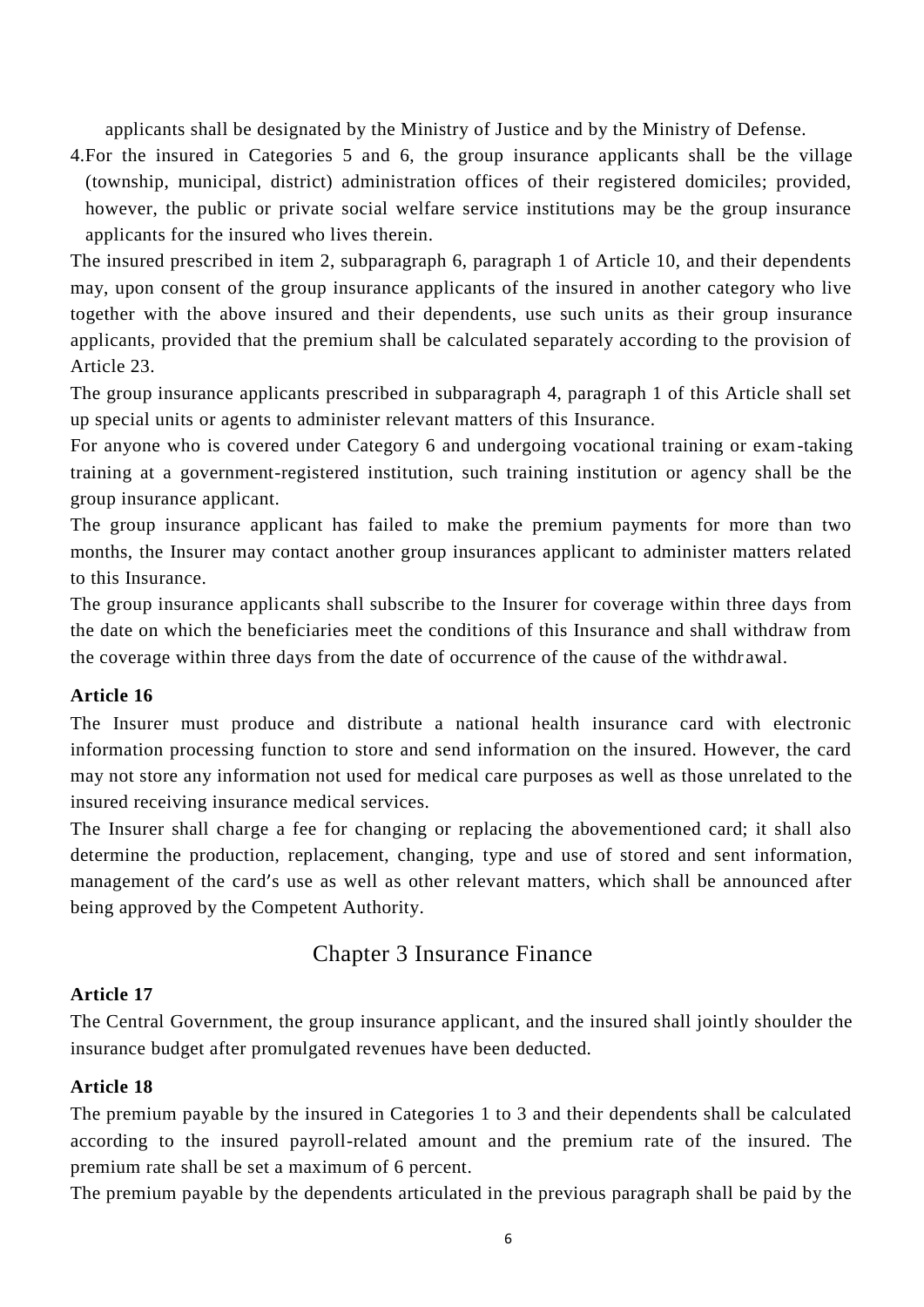applicants shall be designated by the Ministry of Justice and by the Ministry of Defense.

4. For the insured in Categories 5 and 6, the group insurance applicants shall be the village (township, municipal, district) administration offices of their registered domiciles; provided, however, the public or private social welfare service institutions may be the group insurance applicants for the insured who lives therein.

The insured prescribed in item 2, subparagraph 6, paragraph 1 of Article 10, and their dependents may, upon consent of the group insurance applicants of the insured in another category who live together with the above insured and their dependents, use such units as their group insurance applicants, provided that the premium shall be calculated separately according to the provision of Article 23.

The group insurance applicants prescribed in subparagraph 4, paragraph 1 of this Article shall set up special units or agents to administer relevant matters of this Insurance.

For anyone who is covered under Category 6 and undergoing vocational training or exam-taking training at a government-registered institution, such training institution or agency shall be the group insurance applicant.

The group insurance applicant has failed to make the premium payments for more than two months, the Insurer may contact another group insurances applicant to administer matters related to this Insurance.

The group insurance applicants shall subscribe to the Insurer for coverage within three days from the date on which the beneficiaries meet the conditions of this Insurance and shall withdraw from the coverage within three days from the date of occurrence of the cause of the withdrawal.

**Article 16**

The Insurer must produce and distribute a national health insurance card with electronic information processing function to store and send information on the insured. However, the card may not store any information not used for medical care purposes as well as those unrelated to the insured receiving insurance medical services.

The Insurer shall charge a fee for changing or replacing the abovementioned card; it shall also determine the production, replacement, changing, type and use of stored and sent information, management of the card's use as well as other relevant matters, which shall be announced after being approved by the Competent Authority.

## Chapter 3 Insurance Finance

**Article 17**

The Central Government, the group insurance applicant, and the insured shall jointly shoulder the insurance budget after promulgated revenues have been deducted.

**Article 18**

The premium payable by the insured in Categories 1 to 3 and their dependents shall be calculated according to the insured payroll-related amount and the premium rate of the insured. The premium rate shall be set a maximum of 6 percent.

The premium payable by the dependents articulated in the previous paragraph shall be paid by the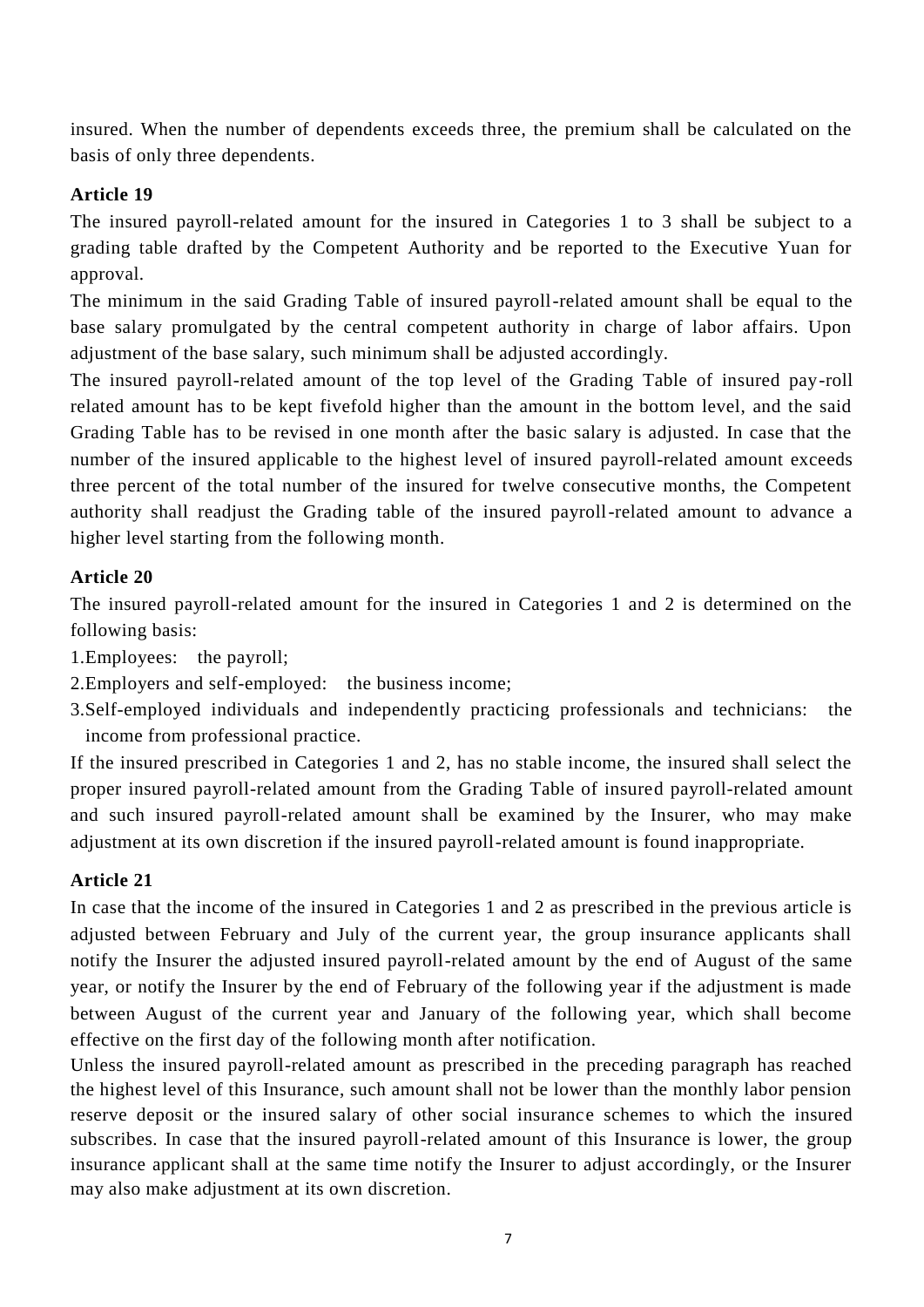insured. When the number of dependents exceeds three, the premium shall be calculated on the basis of only three dependents.

**Article 19**

The insured payroll-related amount for the insured in Categories 1 to 3 shall be subject to a grading table drafted by the Competent Authority and be reported to the Executive Yuan for approval.

The minimum in the said Grading Table of insured payroll-related amount shall be equal to the base salary promulgated by the central competent authority in charge of labor affairs. Upon adjustment of the base salary, such minimum shall be adjusted accordingly.

The insured payroll-related amount of the top level of the Grading Table of insured pay-roll related amount has to be kept fivefold higher than the amount in the bottom level, and the said Grading Table has to be revised in one month after the basic salary is adjusted. In case that the number of the insured applicable to the highest level of insured payroll-related amount exceeds three percent of the total number of the insured for twelve consecutive months, the Competent authority shall readjust the Grading table of the insured payroll-related amount to advance a higher level starting from the following month.

**Article 20**

The insured payroll-related amount for the insured in Categories 1 and 2 is determined on the following basis:

1. Employees: the payroll;
2. Employers and self-employed: the business income;
3. Self-employed individuals and independently practicing professionals and technicians: the income from professional practice.

If the insured prescribed in Categories 1 and 2, has no stable income, the insured shall select the proper insured payroll-related amount from the Grading Table of insured payroll-related amount and such insured payroll-related amount shall be examined by the Insurer, who may make adjustment at its own discretion if the insured payroll-related amount is found inappropriate.

**Article 21**

In case that the income of the insured in Categories 1 and 2 as prescribed in the previous article is adjusted between February and July of the current year, the group insurance applicants shall notify the Insurer the adjusted insured payroll-related amount by the end of August of the same year, or notify the Insurer by the end of February of the following year if the adjustment is made between August of the current year and January of the following year, which shall become effective on the first day of the following month after notification.

Unless the insured payroll-related amount as prescribed in the preceding paragraph has reached the highest level of this Insurance, such amount shall not be lower than the monthly labor pension reserve deposit or the insured salary of other social insurance schemes to which the insured subscribes. In case that the insured payroll-related amount of this Insurance is lower, the group insurance applicant shall at the same time notify the Insurer to adjust accordingly, or the Insurer may also make adjustment at its own discretion.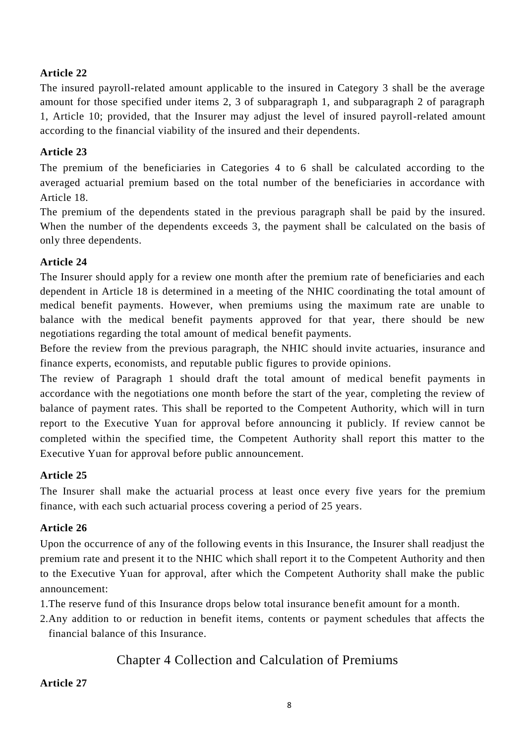**Article 22**

The insured payroll-related amount applicable to the insured in Category 3 shall be the average amount for those specified under items 2, 3 of subparagraph 1, and subparagraph 2 of paragraph 1, Article 10; provided, that the Insurer may adjust the level of insured payroll-related amount according to the financial viability of the insured and their dependents.

**Article 23**

The premium of the beneficiaries in Categories 4 to 6 shall be calculated according to the averaged actuarial premium based on the total number of the beneficiaries in accordance with Article 18.

The premium of the dependents stated in the previous paragraph shall be paid by the insured. When the number of the dependents exceeds 3, the payment shall be calculated on the basis of only three dependents.

**Article 24**

The Insurer should apply for a review one month after the premium rate of beneficiaries and each dependent in Article 18 is determined in a meeting of the NHIC coordinating the total amount of medical benefit payments. However, when premiums using the maximum rate are unable to balance with the medical benefit payments approved for that year, there should be new negotiations regarding the total amount of medical benefit payments.

Before the review from the previous paragraph, the NHIC should invite actuaries, insurance and finance experts, economists, and reputable public figures to provide opinions.

The review of Paragraph 1 should draft the total amount of medical benefit payments in accordance with the negotiations one month before the start of the year, completing the review of balance of payment rates. This shall be reported to the Competent Authority, which will in turn report to the Executive Yuan for approval before announcing it publicly. If review cannot be completed within the specified time, the Competent Authority shall report this matter to the Executive Yuan for approval before public announcement.

**Article 25**

The Insurer shall make the actuarial process at least once every five years for the premium finance, with each such actuarial process covering a period of 25 years.

**Article 26**

Upon the occurrence of any of the following events in this Insurance, the Insurer shall readjust the premium rate and present it to the NHIC which shall report it to the Competent Authority and then to the Executive Yuan for approval, after which the Competent Authority shall make the public announcement:

1. The reserve fund of this Insurance drops below total insurance benefit amount for a month.
2. Any addition to or reduction in benefit items, contents or payment schedules that affects the financial balance of this Insurance.

## Chapter 4 Collection and Calculation of Premiums

**Article 27**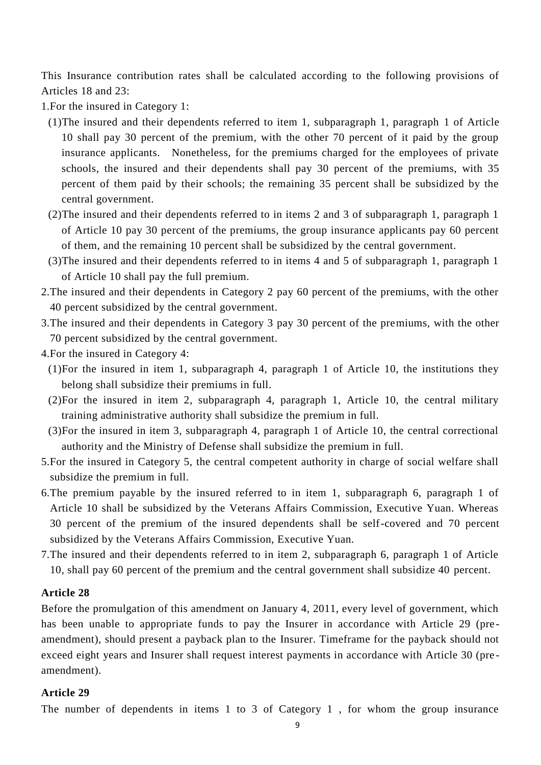This Insurance contribution rates shall be calculated according to the following provisions of Articles 18 and 23:

1.For the insured in Category 1:

(1)The insured and their dependents referred to item 1, subparagraph 1, paragraph 1 of Article 10 shall pay 30 percent of the premium, with the other 70 percent of it paid by the group insurance applicants. Nonetheless, for the premiums charged for the employees of private schools, the insured and their dependents shall pay 30 percent of the premiums, with 35 percent of them paid by their schools; the remaining 35 percent shall be subsidized by the central government.

(2)The insured and their dependents referred to in items 2 and 3 of subparagraph 1, paragraph 1 of Article 10 pay 30 percent of the premiums, the group insurance applicants pay 60 percent of them, and the remaining 10 percent shall be subsidized by the central government.

(3)The insured and their dependents referred to in items 4 and 5 of subparagraph 1, paragraph 1 of Article 10 shall pay the full premium.

2.The insured and their dependents in Category 2 pay 60 percent of the premiums, with the other 40 percent subsidized by the central government.

3.The insured and their dependents in Category 3 pay 30 percent of the premiums, with the other 70 percent subsidized by the central government.

4.For the insured in Category 4:

(1)For the insured in item 1, subparagraph 4, paragraph 1 of Article 10, the institutions they belong shall subsidize their premiums in full.

(2)For the insured in item 2, subparagraph 4, paragraph 1, Article 10, the central military training administrative authority shall subsidize the premium in full.

(3)For the insured in item 3, subparagraph 4, paragraph 1 of Article 10, the central correctional authority and the Ministry of Defense shall subsidize the premium in full.

5.For the insured in Category 5, the central competent authority in charge of social welfare shall subsidize the premium in full.

6.The premium payable by the insured referred to in item 1, subparagraph 6, paragraph 1 of Article 10 shall be subsidized by the Veterans Affairs Commission, Executive Yuan. Whereas 30 percent of the premium of the insured dependents shall be self-covered and 70 percent subsidized by the Veterans Affairs Commission, Executive Yuan.

7.The insured and their dependents referred to in item 2, subparagraph 6, paragraph 1 of Article 10, shall pay 60 percent of the premium and the central government shall subsidize 40 percent.

**Article 28**

Before the promulgation of this amendment on January 4, 2011, every level of government, which has been unable to appropriate funds to pay the Insurer in accordance with Article 29 (pre-amendment), should present a payback plan to the Insurer. Timeframe for the payback should not exceed eight years and Insurer shall request interest payments in accordance with Article 30 (pre-amendment).

**Article 29**

The number of dependents in items 1 to 3 of Category 1 , for whom the group insurance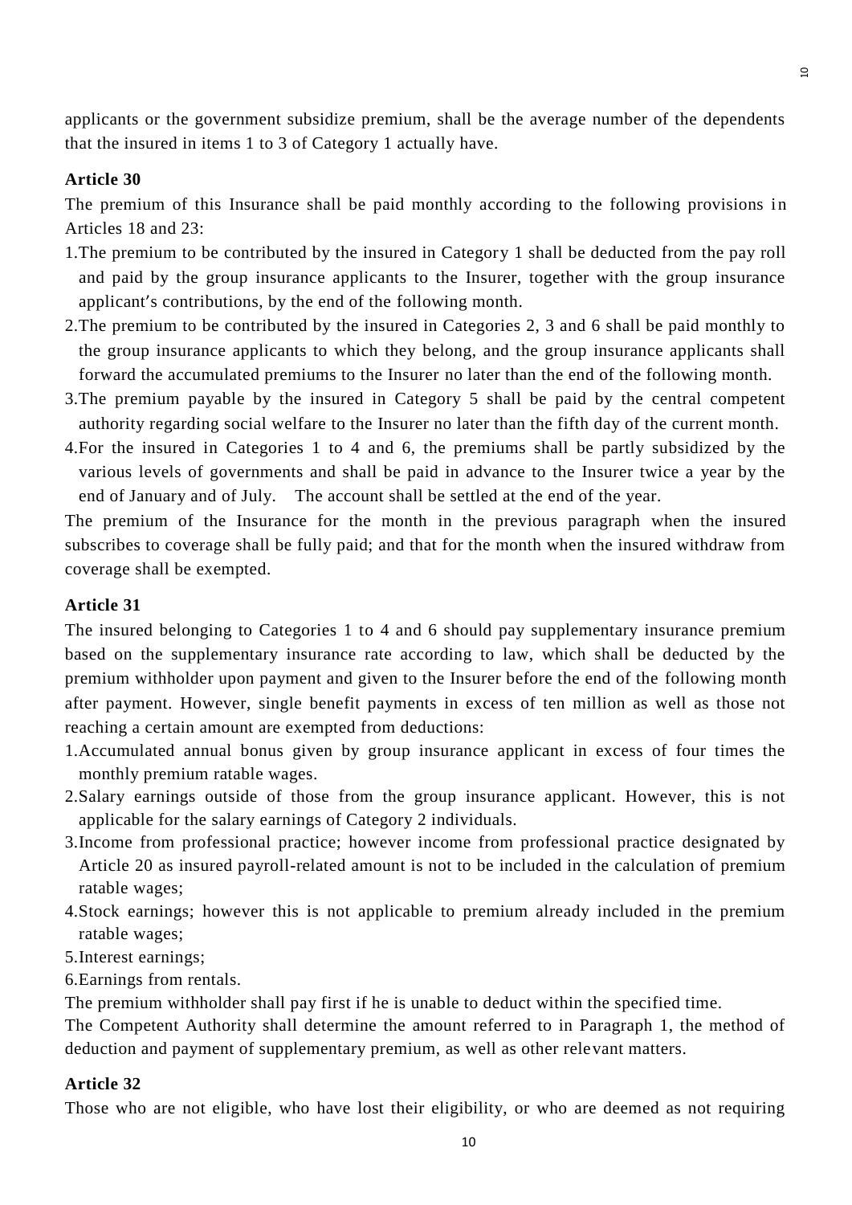applicants or the government subsidize premium, shall be the average number of the dependents that the insured in items 1 to 3 of Category 1 actually have.

**Article 30**

The premium of this Insurance shall be paid monthly according to the following provisions in Articles 18 and 23:

1. The premium to be contributed by the insured in Category 1 shall be deducted from the pay roll and paid by the group insurance applicants to the Insurer, together with the group insurance applicant's contributions, by the end of the following month.
2. The premium to be contributed by the insured in Categories 2, 3 and 6 shall be paid monthly to the group insurance applicants to which they belong, and the group insurance applicants shall forward the accumulated premiums to the Insurer no later than the end of the following month.
3. The premium payable by the insured in Category 5 shall be paid by the central competent authority regarding social welfare to the Insurer no later than the fifth day of the current month.
4. For the insured in Categories 1 to 4 and 6, the premiums shall be partly subsidized by the various levels of governments and shall be paid in advance to the Insurer twice a year by the end of January and of July. The account shall be settled at the end of the year.

The premium of the Insurance for the month in the previous paragraph when the insured subscribes to coverage shall be fully paid; and that for the month when the insured withdraw from coverage shall be exempted.

**Article 31**

The insured belonging to Categories 1 to 4 and 6 should pay supplementary insurance premium based on the supplementary insurance rate according to law, which shall be deducted by the premium withholder upon payment and given to the Insurer before the end of the following month after payment. However, single benefit payments in excess of ten million as well as those not reaching a certain amount are exempted from deductions:

1. Accumulated annual bonus given by group insurance applicant in excess of four times the monthly premium ratable wages.
2. Salary earnings outside of those from the group insurance applicant. However, this is not applicable for the salary earnings of Category 2 individuals.
3. Income from professional practice; however income from professional practice designated by Article 20 as insured payroll-related amount is not to be included in the calculation of premium ratable wages;
4. Stock earnings; however this is not applicable to premium already included in the premium ratable wages;
5. Interest earnings;
6. Earnings from rentals.

The premium withholder shall pay first if he is unable to deduct within the specified time.

The Competent Authority shall determine the amount referred to in Paragraph 1, the method of deduction and payment of supplementary premium, as well as other relevant matters.

**Article 32**

Those who are not eligible, who have lost their eligibility, or who are deemed as not requiring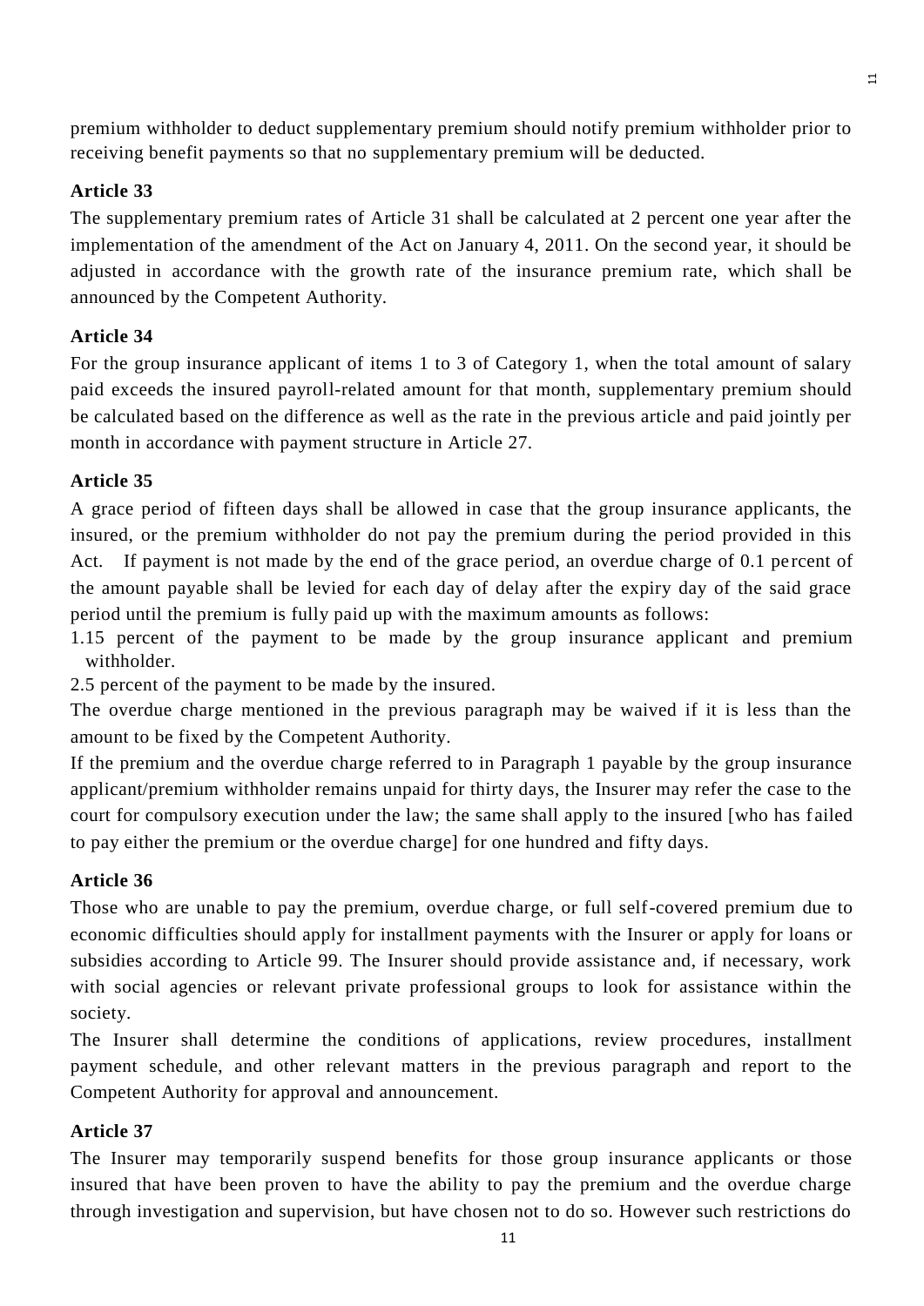premium withholder to deduct supplementary premium should notify premium withholder prior to receiving benefit payments so that no supplementary premium will be deducted.

**Article 33**

The supplementary premium rates of Article 31 shall be calculated at 2 percent one year after the implementation of the amendment of the Act on January 4, 2011. On the second year, it should be adjusted in accordance with the growth rate of the insurance premium rate, which shall be announced by the Competent Authority.

**Article 34**

For the group insurance applicant of items 1 to 3 of Category 1, when the total amount of salary paid exceeds the insured payroll-related amount for that month, supplementary premium should be calculated based on the difference as well as the rate in the previous article and paid jointly per month in accordance with payment structure in Article 27.

**Article 35**

A grace period of fifteen days shall be allowed in case that the group insurance applicants, the insured, or the premium withholder do not pay the premium during the period provided in this Act. If payment is not made by the end of the grace period, an overdue charge of 0.1 percent of the amount payable shall be levied for each day of delay after the expiry day of the said grace period until the premium is fully paid up with the maximum amounts as follows:

1. 15 percent of the payment to be made by the group insurance applicant and premium withholder.
2. 5 percent of the payment to be made by the insured.

The overdue charge mentioned in the previous paragraph may be waived if it is less than the amount to be fixed by the Competent Authority.

If the premium and the overdue charge referred to in Paragraph 1 payable by the group insurance applicant/premium withholder remains unpaid for thirty days, the Insurer may refer the case to the court for compulsory execution under the law; the same shall apply to the insured [who has failed to pay either the premium or the overdue charge] for one hundred and fifty days.

**Article 36**

Those who are unable to pay the premium, overdue charge, or full self-covered premium due to economic difficulties should apply for installment payments with the Insurer or apply for loans or subsidies according to Article 99. The Insurer should provide assistance and, if necessary, work with social agencies or relevant private professional groups to look for assistance within the society.

The Insurer shall determine the conditions of applications, review procedures, installment payment schedule, and other relevant matters in the previous paragraph and report to the Competent Authority for approval and announcement.

**Article 37**

The Insurer may temporarily suspend benefits for those group insurance applicants or those insured that have been proven to have the ability to pay the premium and the overdue charge through investigation and supervision, but have chosen not to do so. However such restrictions do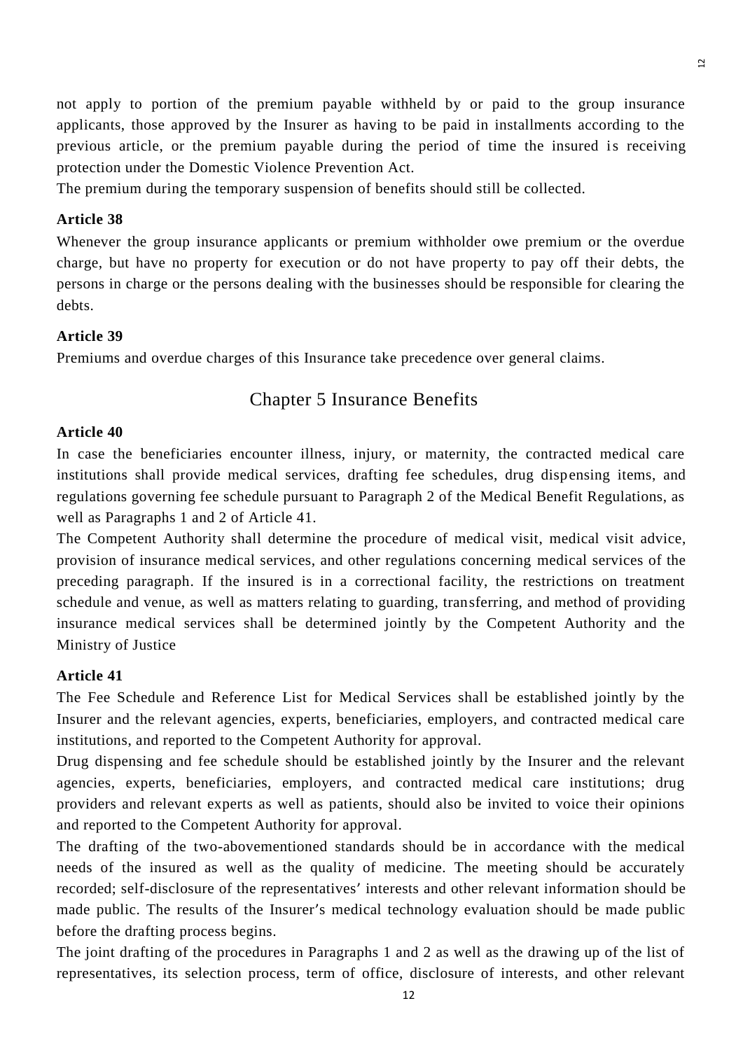not apply to portion of the premium payable withheld by or paid to the group insurance applicants, those approved by the Insurer as having to be paid in installments according to the previous article, or the premium payable during the period of time the insured is receiving protection under the Domestic Violence Prevention Act.

The premium during the temporary suspension of benefits should still be collected.

**Article 38**

Whenever the group insurance applicants or premium withholder owe premium or the overdue charge, but have no property for execution or do not have property to pay off their debts, the persons in charge or the persons dealing with the businesses should be responsible for clearing the debts.

**Article 39**

Premiums and overdue charges of this Insurance take precedence over general claims.

## Chapter 5 Insurance Benefits

**Article 40**

In case the beneficiaries encounter illness, injury, or maternity, the contracted medical care institutions shall provide medical services, drafting fee schedules, drug dispensing items, and regulations governing fee schedule pursuant to Paragraph 2 of the Medical Benefit Regulations, as well as Paragraphs 1 and 2 of Article 41.

The Competent Authority shall determine the procedure of medical visit, medical visit advice, provision of insurance medical services, and other regulations concerning medical services of the preceding paragraph. If the insured is in a correctional facility, the restrictions on treatment schedule and venue, as well as matters relating to guarding, transferring, and method of providing insurance medical services shall be determined jointly by the Competent Authority and the Ministry of Justice

**Article 41**

The Fee Schedule and Reference List for Medical Services shall be established jointly by the Insurer and the relevant agencies, experts, beneficiaries, employers, and contracted medical care institutions, and reported to the Competent Authority for approval.

Drug dispensing and fee schedule should be established jointly by the Insurer and the relevant agencies, experts, beneficiaries, employers, and contracted medical care institutions; drug providers and relevant experts as well as patients, should also be invited to voice their opinions and reported to the Competent Authority for approval.

The drafting of the two-abovementioned standards should be in accordance with the medical needs of the insured as well as the quality of medicine. The meeting should be accurately recorded; self-disclosure of the representatives' interests and other relevant information should be made public. The results of the Insurer's medical technology evaluation should be made public before the drafting process begins.

The joint drafting of the procedures in Paragraphs 1 and 2 as well as the drawing up of the list of representatives, its selection process, term of office, disclosure of interests, and other relevant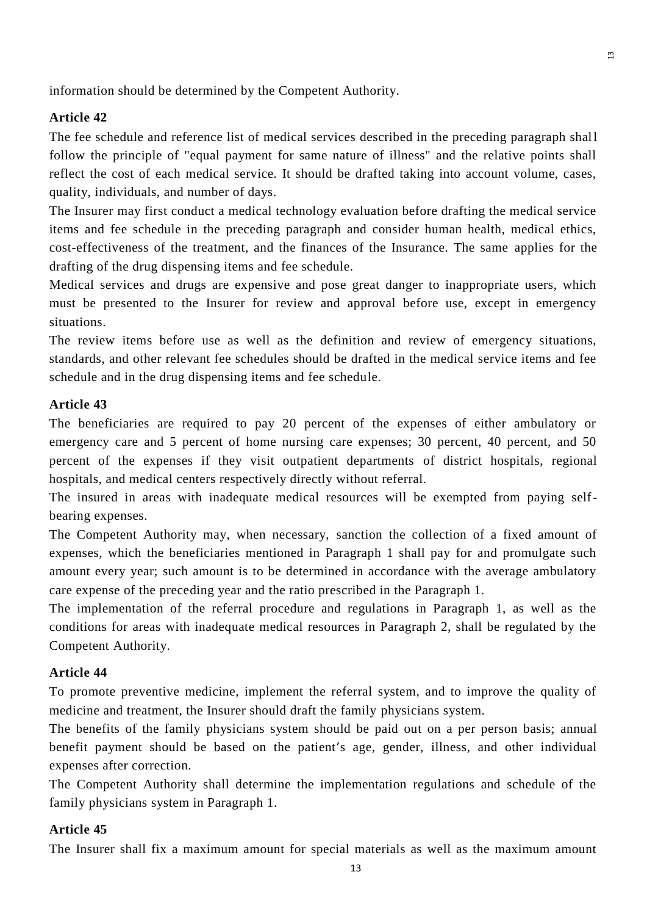information should be determined by the Competent Authority.

**Article 42**

The fee schedule and reference list of medical services described in the preceding paragraph shall follow the principle of "equal payment for same nature of illness" and the relative points shall reflect the cost of each medical service. It should be drafted taking into account volume, cases, quality, individuals, and number of days.

The Insurer may first conduct a medical technology evaluation before drafting the medical service items and fee schedule in the preceding paragraph and consider human health, medical ethics, cost-effectiveness of the treatment, and the finances of the Insurance. The same applies for the drafting of the drug dispensing items and fee schedule.

Medical services and drugs are expensive and pose great danger to inappropriate users, which must be presented to the Insurer for review and approval before use, except in emergency situations.

The review items before use as well as the definition and review of emergency situations, standards, and other relevant fee schedules should be drafted in the medical service items and fee schedule and in the drug dispensing items and fee schedule.

**Article 43**

The beneficiaries are required to pay 20 percent of the expenses of either ambulatory or emergency care and 5 percent of home nursing care expenses; 30 percent, 40 percent, and 50 percent of the expenses if they visit outpatient departments of district hospitals, regional hospitals, and medical centers respectively directly without referral.

The insured in areas with inadequate medical resources will be exempted from paying self-bearing expenses.

The Competent Authority may, when necessary, sanction the collection of a fixed amount of expenses, which the beneficiaries mentioned in Paragraph 1 shall pay for and promulgate such amount every year; such amount is to be determined in accordance with the average ambulatory care expense of the preceding year and the ratio prescribed in the Paragraph 1.

The implementation of the referral procedure and regulations in Paragraph 1, as well as the conditions for areas with inadequate medical resources in Paragraph 2, shall be regulated by the Competent Authority.

**Article 44**

To promote preventive medicine, implement the referral system, and to improve the quality of medicine and treatment, the Insurer should draft the family physicians system.

The benefits of the family physicians system should be paid out on a per person basis; annual benefit payment should be based on the patient's age, gender, illness, and other individual expenses after correction.

The Competent Authority shall determine the implementation regulations and schedule of the family physicians system in Paragraph 1.

**Article 45**

The Insurer shall fix a maximum amount for special materials as well as the maximum amount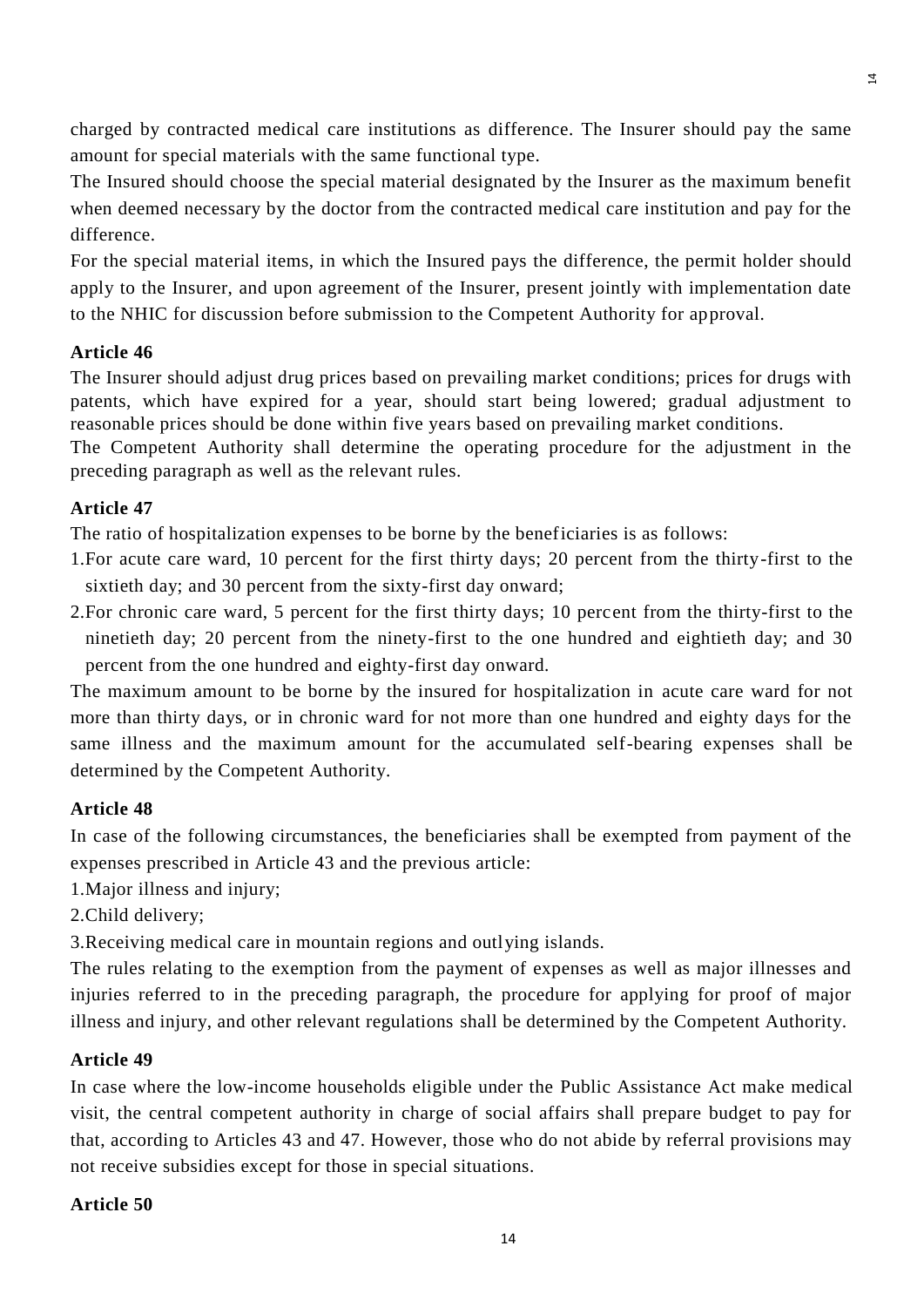charged by contracted medical care institutions as difference. The Insurer should pay the same amount for special materials with the same functional type.

The Insured should choose the special material designated by the Insurer as the maximum benefit when deemed necessary by the doctor from the contracted medical care institution and pay for the difference.

For the special material items, in which the Insured pays the difference, the permit holder should apply to the Insurer, and upon agreement of the Insurer, present jointly with implementation date to the NHIC for discussion before submission to the Competent Authority for approval.

**Article 46**

The Insurer should adjust drug prices based on prevailing market conditions; prices for drugs with patents, which have expired for a year, should start being lowered; gradual adjustment to reasonable prices should be done within five years based on prevailing market conditions.

The Competent Authority shall determine the operating procedure for the adjustment in the preceding paragraph as well as the relevant rules.

**Article 47**

The ratio of hospitalization expenses to be borne by the beneficiaries is as follows:

1. For acute care ward, 10 percent for the first thirty days; 20 percent from the thirty-first to the sixtieth day; and 30 percent from the sixty-first day onward;
2. For chronic care ward, 5 percent for the first thirty days; 10 percent from the thirty-first to the ninetieth day; 20 percent from the ninety-first to the one hundred and eightieth day; and 30 percent from the one hundred and eighty-first day onward.

The maximum amount to be borne by the insured for hospitalization in acute care ward for not more than thirty days, or in chronic ward for not more than one hundred and eighty days for the same illness and the maximum amount for the accumulated self-bearing expenses shall be determined by the Competent Authority.

**Article 48**

In case of the following circumstances, the beneficiaries shall be exempted from payment of the expenses prescribed in Article 43 and the previous article:

1. Major illness and injury;
2. Child delivery;
3. Receiving medical care in mountain regions and outlying islands.

The rules relating to the exemption from the payment of expenses as well as major illnesses and injuries referred to in the preceding paragraph, the procedure for applying for proof of major illness and injury, and other relevant regulations shall be determined by the Competent Authority.

**Article 49**

In case where the low-income households eligible under the Public Assistance Act make medical visit, the central competent authority in charge of social affairs shall prepare budget to pay for that, according to Articles 43 and 47. However, those who do not abide by referral provisions may not receive subsidies except for those in special situations.

**Article 50**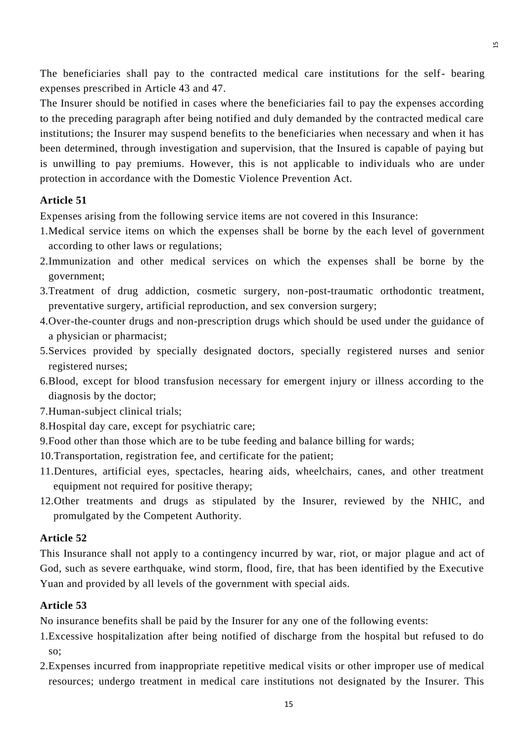The beneficiaries shall pay to the contracted medical care institutions for the self- bearing expenses prescribed in Article 43 and 47.

The Insurer should be notified in cases where the beneficiaries fail to pay the expenses according to the preceding paragraph after being notified and duly demanded by the contracted medical care institutions; the Insurer may suspend benefits to the beneficiaries when necessary and when it has been determined, through investigation and supervision, that the Insured is capable of paying but is unwilling to pay premiums. However, this is not applicable to individuals who are under protection in accordance with the Domestic Violence Prevention Act.

**Article 51**

Expenses arising from the following service items are not covered in this Insurance:

1. Medical service items on which the expenses shall be borne by the each level of government according to other laws or regulations;
2. Immunization and other medical services on which the expenses shall be borne by the government;
3. Treatment of drug addiction, cosmetic surgery, non-post-traumatic orthodontic treatment, preventative surgery, artificial reproduction, and sex conversion surgery;
4. Over-the-counter drugs and non-prescription drugs which should be used under the guidance of a physician or pharmacist;
5. Services provided by specially designated doctors, specially registered nurses and senior registered nurses;
6. Blood, except for blood transfusion necessary for emergent injury or illness according to the diagnosis by the doctor;
7. Human-subject clinical trials;
8. Hospital day care, except for psychiatric care;
9. Food other than those which are to be tube feeding and balance billing for wards;
10. Transportation, registration fee, and certificate for the patient;
11. Dentures, artificial eyes, spectacles, hearing aids, wheelchairs, canes, and other treatment equipment not required for positive therapy;
12. Other treatments and drugs as stipulated by the Insurer, reviewed by the NHIC, and promulgated by the Competent Authority.

**Article 52**

This Insurance shall not apply to a contingency incurred by war, riot, or major plague and act of God, such as severe earthquake, wind storm, flood, fire, that has been identified by the Executive Yuan and provided by all levels of the government with special aids.

**Article 53**

No insurance benefits shall be paid by the Insurer for any one of the following events:

1. Excessive hospitalization after being notified of discharge from the hospital but refused to do so;
2. Expenses incurred from inappropriate repetitive medical visits or other improper use of medical resources; undergo treatment in medical care institutions not designated by the Insurer. This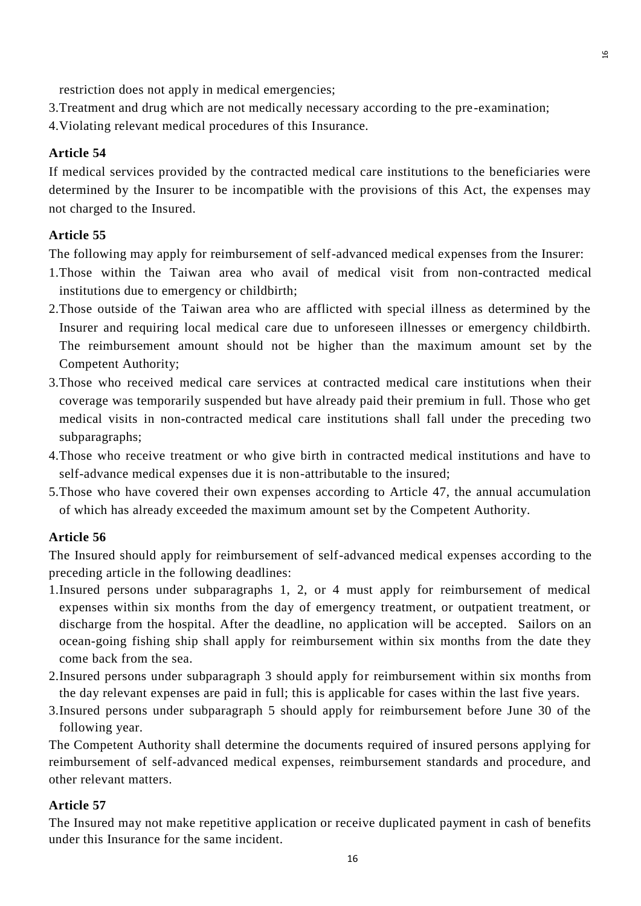restriction does not apply in medical emergencies;

3.Treatment and drug which are not medically necessary according to the pre-examination;

4.Violating relevant medical procedures of this Insurance.

**Article 54**

If medical services provided by the contracted medical care institutions to the beneficiaries were determined by the Insurer to be incompatible with the provisions of this Act, the expenses may not charged to the Insured.

**Article 55**

The following may apply for reimbursement of self-advanced medical expenses from the Insurer:

1.Those within the Taiwan area who avail of medical visit from non-contracted medical institutions due to emergency or childbirth;

2.Those outside of the Taiwan area who are afflicted with special illness as determined by the Insurer and requiring local medical care due to unforeseen illnesses or emergency childbirth. The reimbursement amount should not be higher than the maximum amount set by the Competent Authority;

3.Those who received medical care services at contracted medical care institutions when their coverage was temporarily suspended but have already paid their premium in full. Those who get medical visits in non-contracted medical care institutions shall fall under the preceding two subparagraphs;

4.Those who receive treatment or who give birth in contracted medical institutions and have to self-advance medical expenses due it is non-attributable to the insured;

5.Those who have covered their own expenses according to Article 47, the annual accumulation of which has already exceeded the maximum amount set by the Competent Authority.

**Article 56**

The Insured should apply for reimbursement of self-advanced medical expenses according to the preceding article in the following deadlines:

1.Insured persons under subparagraphs 1, 2, or 4 must apply for reimbursement of medical expenses within six months from the day of emergency treatment, or outpatient treatment, or discharge from the hospital. After the deadline, no application will be accepted. Sailors on an ocean-going fishing ship shall apply for reimbursement within six months from the date they come back from the sea.

2.Insured persons under subparagraph 3 should apply for reimbursement within six months from the day relevant expenses are paid in full; this is applicable for cases within the last five years.

3.Insured persons under subparagraph 5 should apply for reimbursement before June 30 of the following year.

The Competent Authority shall determine the documents required of insured persons applying for reimbursement of self-advanced medical expenses, reimbursement standards and procedure, and other relevant matters.

**Article 57**

The Insured may not make repetitive application or receive duplicated payment in cash of benefits under this Insurance for the same incident.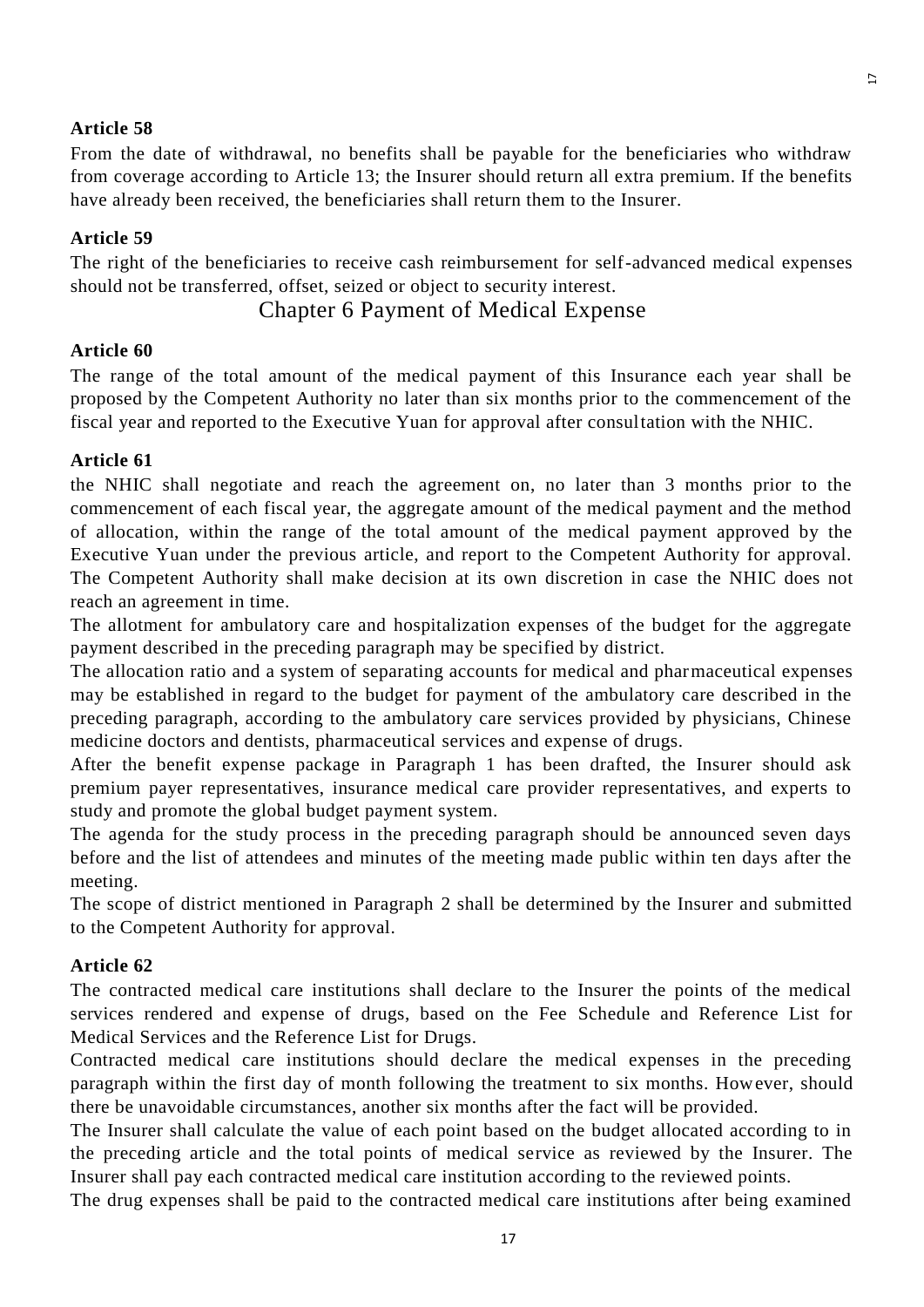**Article 58**

From the date of withdrawal, no benefits shall be payable for the beneficiaries who withdraw from coverage according to Article 13; the Insurer should return all extra premium. If the benefits have already been received, the beneficiaries shall return them to the Insurer.

**Article 59**

The right of the beneficiaries to receive cash reimbursement for self-advanced medical expenses should not be transferred, offset, seized or object to security interest.

## Chapter 6 Payment of Medical Expense

**Article 60**

The range of the total amount of the medical payment of this Insurance each year shall be proposed by the Competent Authority no later than six months prior to the commencement of the fiscal year and reported to the Executive Yuan for approval after consultation with the NHIC.

**Article 61**

the NHIC shall negotiate and reach the agreement on, no later than 3 months prior to the commencement of each fiscal year, the aggregate amount of the medical payment and the method of allocation, within the range of the total amount of the medical payment approved by the Executive Yuan under the previous article, and report to the Competent Authority for approval. The Competent Authority shall make decision at its own discretion in case the NHIC does not reach an agreement in time.

The allotment for ambulatory care and hospitalization expenses of the budget for the aggregate payment described in the preceding paragraph may be specified by district.

The allocation ratio and a system of separating accounts for medical and pharmaceutical expenses may be established in regard to the budget for payment of the ambulatory care described in the preceding paragraph, according to the ambulatory care services provided by physicians, Chinese medicine doctors and dentists, pharmaceutical services and expense of drugs.

After the benefit expense package in Paragraph 1 has been drafted, the Insurer should ask premium payer representatives, insurance medical care provider representatives, and experts to study and promote the global budget payment system.

The agenda for the study process in the preceding paragraph should be announced seven days before and the list of attendees and minutes of the meeting made public within ten days after the meeting.

The scope of district mentioned in Paragraph 2 shall be determined by the Insurer and submitted to the Competent Authority for approval.

**Article 62**

The contracted medical care institutions shall declare to the Insurer the points of the medical services rendered and expense of drugs, based on the Fee Schedule and Reference List for Medical Services and the Reference List for Drugs.

Contracted medical care institutions should declare the medical expenses in the preceding paragraph within the first day of month following the treatment to six months. However, should there be unavoidable circumstances, another six months after the fact will be provided.

The Insurer shall calculate the value of each point based on the budget allocated according to in the preceding article and the total points of medical service as reviewed by the Insurer. The Insurer shall pay each contracted medical care institution according to the reviewed points.

The drug expenses shall be paid to the contracted medical care institutions after being examined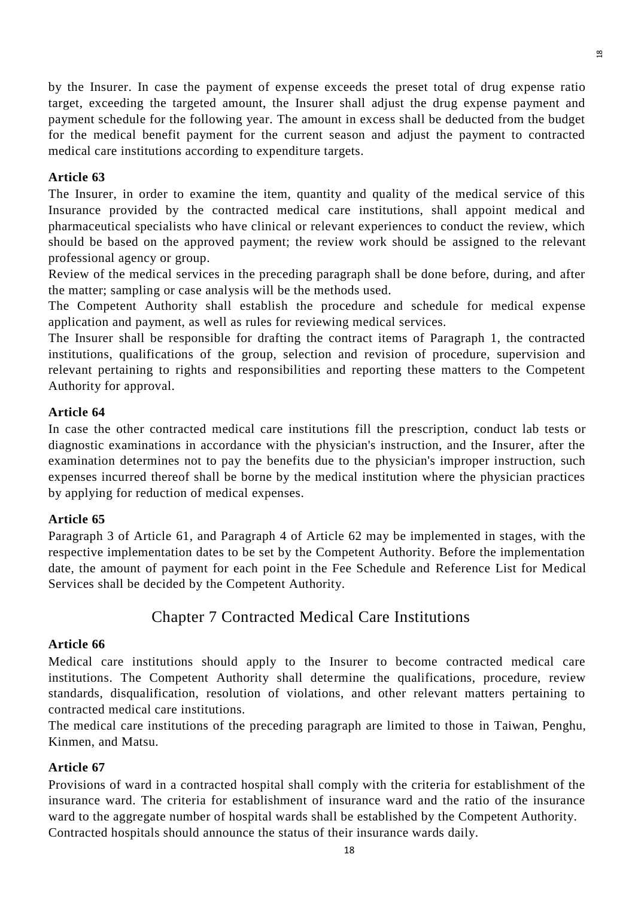by the Insurer. In case the payment of expense exceeds the preset total of drug expense ratio target, exceeding the targeted amount, the Insurer shall adjust the drug expense payment and payment schedule for the following year. The amount in excess shall be deducted from the budget for the medical benefit payment for the current season and adjust the payment to contracted medical care institutions according to expenditure targets.

**Article 63**

The Insurer, in order to examine the item, quantity and quality of the medical service of this Insurance provided by the contracted medical care institutions, shall appoint medical and pharmaceutical specialists who have clinical or relevant experiences to conduct the review, which should be based on the approved payment; the review work should be assigned to the relevant professional agency or group.

Review of the medical services in the preceding paragraph shall be done before, during, and after the matter; sampling or case analysis will be the methods used.

The Competent Authority shall establish the procedure and schedule for medical expense application and payment, as well as rules for reviewing medical services.

The Insurer shall be responsible for drafting the contract items of Paragraph 1, the contracted institutions, qualifications of the group, selection and revision of procedure, supervision and relevant pertaining to rights and responsibilities and reporting these matters to the Competent Authority for approval.

**Article 64**

In case the other contracted medical care institutions fill the prescription, conduct lab tests or diagnostic examinations in accordance with the physician's instruction, and the Insurer, after the examination determines not to pay the benefits due to the physician's improper instruction, such expenses incurred thereof shall be borne by the medical institution where the physician practices by applying for reduction of medical expenses.

**Article 65**

Paragraph 3 of Article 61, and Paragraph 4 of Article 62 may be implemented in stages, with the respective implementation dates to be set by the Competent Authority. Before the implementation date, the amount of payment for each point in the Fee Schedule and Reference List for Medical Services shall be decided by the Competent Authority.

## Chapter 7 Contracted Medical Care Institutions

**Article 66**

Medical care institutions should apply to the Insurer to become contracted medical care institutions. The Competent Authority shall determine the qualifications, procedure, review standards, disqualification, resolution of violations, and other relevant matters pertaining to contracted medical care institutions.

The medical care institutions of the preceding paragraph are limited to those in Taiwan, Penghu, Kinmen, and Matsu.

**Article 67**

Provisions of ward in a contracted hospital shall comply with the criteria for establishment of the insurance ward. The criteria for establishment of insurance ward and the ratio of the insurance ward to the aggregate number of hospital wards shall be established by the Competent Authority.

Contracted hospitals should announce the status of their insurance wards daily.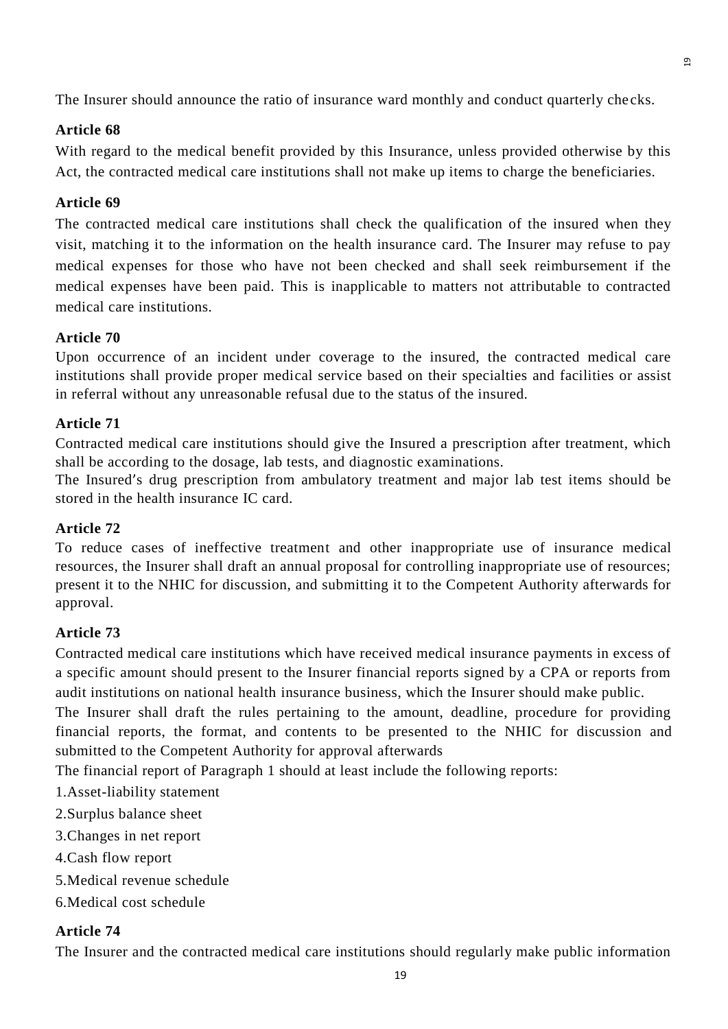The Insurer should announce the ratio of insurance ward monthly and conduct quarterly checks.

**Article 68**

With regard to the medical benefit provided by this Insurance, unless provided otherwise by this Act, the contracted medical care institutions shall not make up items to charge the beneficiaries.

**Article 69**

The contracted medical care institutions shall check the qualification of the insured when they visit, matching it to the information on the health insurance card. The Insurer may refuse to pay medical expenses for those who have not been checked and shall seek reimbursement if the medical expenses have been paid. This is inapplicable to matters not attributable to contracted medical care institutions.

**Article 70**

Upon occurrence of an incident under coverage to the insured, the contracted medical care institutions shall provide proper medical service based on their specialties and facilities or assist in referral without any unreasonable refusal due to the status of the insured.

**Article 71**

Contracted medical care institutions should give the Insured a prescription after treatment, which shall be according to the dosage, lab tests, and diagnostic examinations.

The Insured′s drug prescription from ambulatory treatment and major lab test items should be stored in the health insurance IC card.

**Article 72**

To reduce cases of ineffective treatment and other inappropriate use of insurance medical resources, the Insurer shall draft an annual proposal for controlling inappropriate use of resources; present it to the NHIC for discussion, and submitting it to the Competent Authority afterwards for approval.

**Article 73**

Contracted medical care institutions which have received medical insurance payments in excess of a specific amount should present to the Insurer financial reports signed by a CPA or reports from audit institutions on national health insurance business, which the Insurer should make public.

The Insurer shall draft the rules pertaining to the amount, deadline, procedure for providing financial reports, the format, and contents to be presented to the NHIC for discussion and submitted to the Competent Authority for approval afterwards

The financial report of Paragraph 1 should at least include the following reports:

1.Asset-liability statement

2.Surplus balance sheet

3.Changes in net report

4.Cash flow report

5.Medical revenue schedule

6.Medical cost schedule

**Article 74**

The Insurer and the contracted medical care institutions should regularly make public information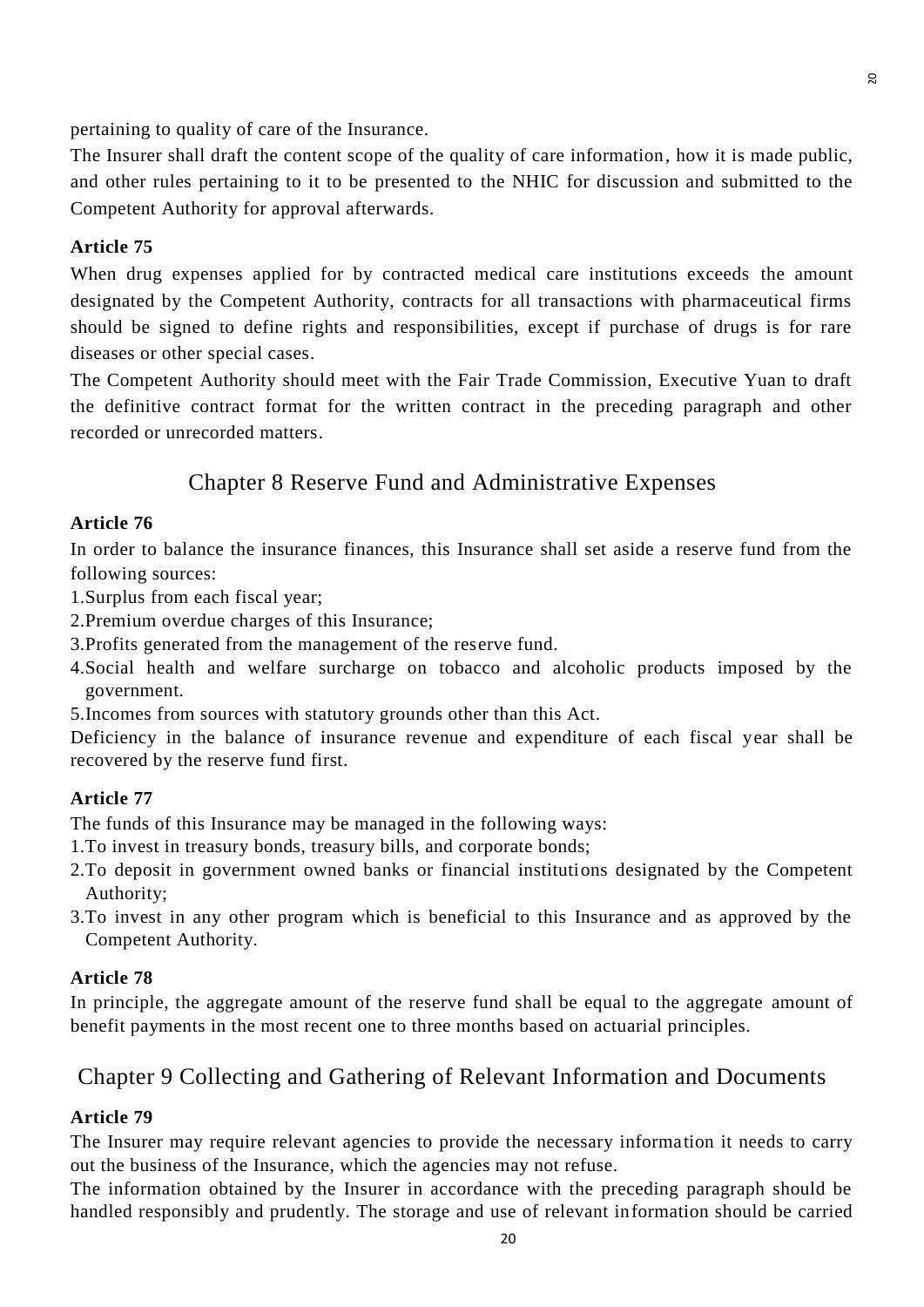pertaining to quality of care of the Insurance.

The Insurer shall draft the content scope of the quality of care information, how it is made public, and other rules pertaining to it to be presented to the NHIC for discussion and submitted to the Competent Authority for approval afterwards.

**Article 75**

When drug expenses applied for by contracted medical care institutions exceeds the amount designated by the Competent Authority, contracts for all transactions with pharmaceutical firms should be signed to define rights and responsibilities, except if purchase of drugs is for rare diseases or other special cases.

The Competent Authority should meet with the Fair Trade Commission, Executive Yuan to draft the definitive contract format for the written contract in the preceding paragraph and other recorded or unrecorded matters.

## Chapter 8 Reserve Fund and Administrative Expenses

**Article 76**

In order to balance the insurance finances, this Insurance shall set aside a reserve fund from the following sources:

1. Surplus from each fiscal year;
2. Premium overdue charges of this Insurance;
3. Profits generated from the management of the reserve fund.
4. Social health and welfare surcharge on tobacco and alcoholic products imposed by the government.
5. Incomes from sources with statutory grounds other than this Act.

Deficiency in the balance of insurance revenue and expenditure of each fiscal year shall be recovered by the reserve fund first.

**Article 77**

The funds of this Insurance may be managed in the following ways:

1. To invest in treasury bonds, treasury bills, and corporate bonds;
2. To deposit in government owned banks or financial institutions designated by the Competent Authority;
3. To invest in any other program which is beneficial to this Insurance and as approved by the Competent Authority.

**Article 78**

In principle, the aggregate amount of the reserve fund shall be equal to the aggregate amount of benefit payments in the most recent one to three months based on actuarial principles.

## Chapter 9 Collecting and Gathering of Relevant Information and Documents

**Article 79**

The Insurer may require relevant agencies to provide the necessary information it needs to carry out the business of the Insurance, which the agencies may not refuse.

The information obtained by the Insurer in accordance with the preceding paragraph should be handled responsibly and prudently. The storage and use of relevant information should be carried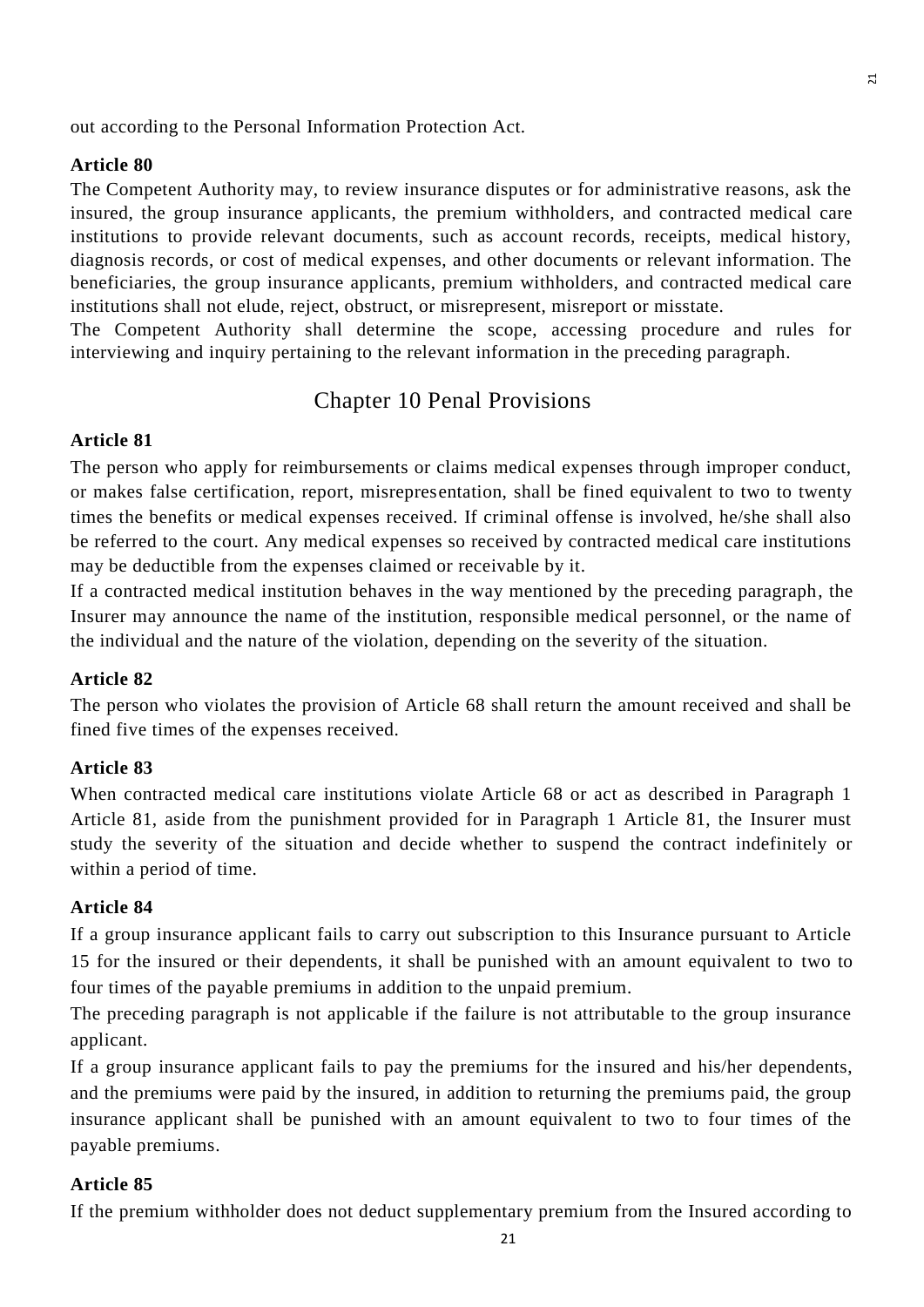out according to the Personal Information Protection Act.

**Article 80**

The Competent Authority may, to review insurance disputes or for administrative reasons, ask the insured, the group insurance applicants, the premium withholders, and contracted medical care institutions to provide relevant documents, such as account records, receipts, medical history, diagnosis records, or cost of medical expenses, and other documents or relevant information. The beneficiaries, the group insurance applicants, premium withholders, and contracted medical care institutions shall not elude, reject, obstruct, or misrepresent, misreport or misstate.

The Competent Authority shall determine the scope, accessing procedure and rules for interviewing and inquiry pertaining to the relevant information in the preceding paragraph.

## Chapter 10 Penal Provisions

**Article 81**

The person who apply for reimbursements or claims medical expenses through improper conduct, or makes false certification, report, misrepresentation, shall be fined equivalent to two to twenty times the benefits or medical expenses received. If criminal offense is involved, he/she shall also be referred to the court. Any medical expenses so received by contracted medical care institutions may be deductible from the expenses claimed or receivable by it.

If a contracted medical institution behaves in the way mentioned by the preceding paragraph, the Insurer may announce the name of the institution, responsible medical personnel, or the name of the individual and the nature of the violation, depending on the severity of the situation.

**Article 82**

The person who violates the provision of Article 68 shall return the amount received and shall be fined five times of the expenses received.

**Article 83**

When contracted medical care institutions violate Article 68 or act as described in Paragraph 1 Article 81, aside from the punishment provided for in Paragraph 1 Article 81, the Insurer must study the severity of the situation and decide whether to suspend the contract indefinitely or within a period of time.

**Article 84**

If a group insurance applicant fails to carry out subscription to this Insurance pursuant to Article 15 for the insured or their dependents, it shall be punished with an amount equivalent to two to four times of the payable premiums in addition to the unpaid premium.

The preceding paragraph is not applicable if the failure is not attributable to the group insurance applicant.

If a group insurance applicant fails to pay the premiums for the insured and his/her dependents, and the premiums were paid by the insured, in addition to returning the premiums paid, the group insurance applicant shall be punished with an amount equivalent to two to four times of the payable premiums.

**Article 85**

If the premium withholder does not deduct supplementary premium from the Insured according to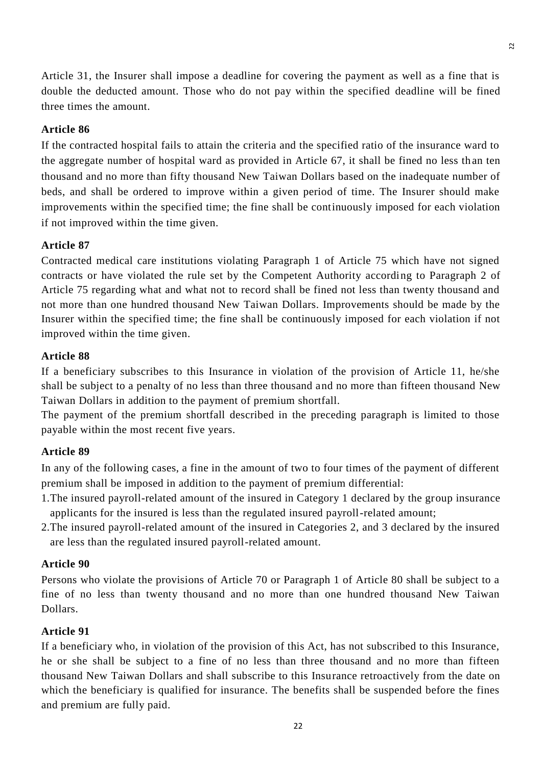Article 31, the Insurer shall impose a deadline for covering the payment as well as a fine that is double the deducted amount. Those who do not pay within the specified deadline will be fined three times the amount.

**Article 86**

If the contracted hospital fails to attain the criteria and the specified ratio of the insurance ward to the aggregate number of hospital ward as provided in Article 67, it shall be fined no less than ten thousand and no more than fifty thousand New Taiwan Dollars based on the inadequate number of beds, and shall be ordered to improve within a given period of time. The Insurer should make improvements within the specified time; the fine shall be continuously imposed for each violation if not improved within the time given.

**Article 87**

Contracted medical care institutions violating Paragraph 1 of Article 75 which have not signed contracts or have violated the rule set by the Competent Authority according to Paragraph 2 of Article 75 regarding what and what not to record shall be fined not less than twenty thousand and not more than one hundred thousand New Taiwan Dollars. Improvements should be made by the Insurer within the specified time; the fine shall be continuously imposed for each violation if not improved within the time given.

**Article 88**

If a beneficiary subscribes to this Insurance in violation of the provision of Article 11, he/she shall be subject to a penalty of no less than three thousand and no more than fifteen thousand New Taiwan Dollars in addition to the payment of premium shortfall.

The payment of the premium shortfall described in the preceding paragraph is limited to those payable within the most recent five years.

**Article 89**

In any of the following cases, a fine in the amount of two to four times of the payment of different premium shall be imposed in addition to the payment of premium differential:

1. The insured payroll-related amount of the insured in Category 1 declared by the group insurance applicants for the insured is less than the regulated insured payroll-related amount;
2. The insured payroll-related amount of the insured in Categories 2, and 3 declared by the insured are less than the regulated insured payroll-related amount.

**Article 90**

Persons who violate the provisions of Article 70 or Paragraph 1 of Article 80 shall be subject to a fine of no less than twenty thousand and no more than one hundred thousand New Taiwan Dollars.

**Article 91**

If a beneficiary who, in violation of the provision of this Act, has not subscribed to this Insurance, he or she shall be subject to a fine of no less than three thousand and no more than fifteen thousand New Taiwan Dollars and shall subscribe to this Insurance retroactively from the date on which the beneficiary is qualified for insurance. The benefits shall be suspended before the fines and premium are fully paid.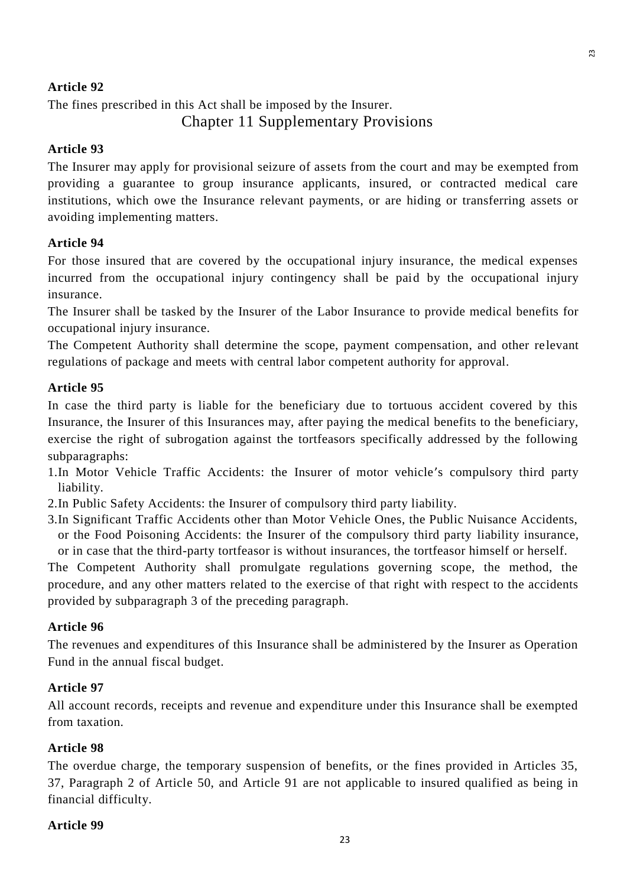**Article 92**

The fines prescribed in this Act shall be imposed by the Insurer.

## Chapter 11 Supplementary Provisions

**Article 93**

The Insurer may apply for provisional seizure of assets from the court and may be exempted from providing a guarantee to group insurance applicants, insured, or contracted medical care institutions, which owe the Insurance relevant payments, or are hiding or transferring assets or avoiding implementing matters.

**Article 94**

For those insured that are covered by the occupational injury insurance, the medical expenses incurred from the occupational injury contingency shall be paid by the occupational injury insurance.

The Insurer shall be tasked by the Insurer of the Labor Insurance to provide medical benefits for occupational injury insurance.

The Competent Authority shall determine the scope, payment compensation, and other relevant regulations of package and meets with central labor competent authority for approval.

**Article 95**

In case the third party is liable for the beneficiary due to tortuous accident covered by this Insurance, the Insurer of this Insurances may, after paying the medical benefits to the beneficiary, exercise the right of subrogation against the tortfeasors specifically addressed by the following subparagraphs:

1. In Motor Vehicle Traffic Accidents: the Insurer of motor vehicle’s compulsory third party liability.
2. In Public Safety Accidents: the Insurer of compulsory third party liability.
3. In Significant Traffic Accidents other than Motor Vehicle Ones, the Public Nuisance Accidents, or the Food Poisoning Accidents: the Insurer of the compulsory third party liability insurance, or in case that the third-party tortfeasor is without insurances, the tortfeasor himself or herself.

The Competent Authority shall promulgate regulations governing scope, the method, the procedure, and any other matters related to the exercise of that right with respect to the accidents provided by subparagraph 3 of the preceding paragraph.

**Article 96**

The revenues and expenditures of this Insurance shall be administered by the Insurer as Operation Fund in the annual fiscal budget.

**Article 97**

All account records, receipts and revenue and expenditure under this Insurance shall be exempted from taxation.

**Article 98**

The overdue charge, the temporary suspension of benefits, or the fines provided in Articles 35, 37, Paragraph 2 of Article 50, and Article 91 are not applicable to insured qualified as being in financial difficulty.

**Article 99**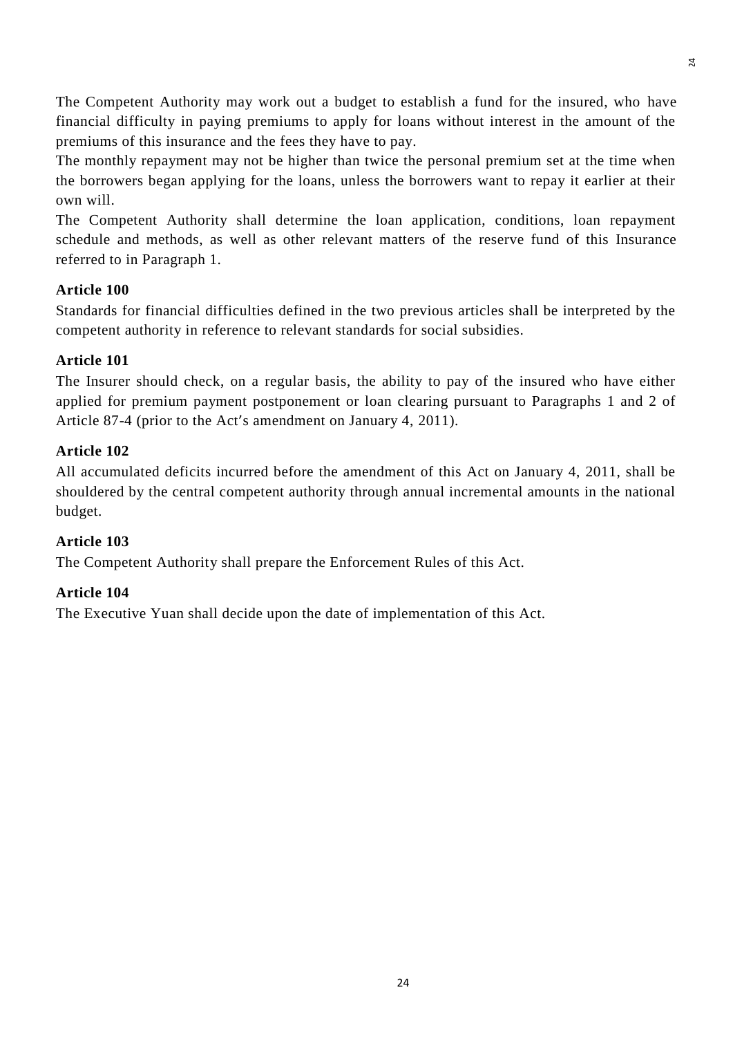The Competent Authority may work out a budget to establish a fund for the insured, who have financial difficulty in paying premiums to apply for loans without interest in the amount of the premiums of this insurance and the fees they have to pay.

The monthly repayment may not be higher than twice the personal premium set at the time when the borrowers began applying for the loans, unless the borrowers want to repay it earlier at their own will.

The Competent Authority shall determine the loan application, conditions, loan repayment schedule and methods, as well as other relevant matters of the reserve fund of this Insurance referred to in Paragraph 1.

**Article 100**

Standards for financial difficulties defined in the two previous articles shall be interpreted by the competent authority in reference to relevant standards for social subsidies.

**Article 101**

The Insurer should check, on a regular basis, the ability to pay of the insured who have either applied for premium payment postponement or loan clearing pursuant to Paragraphs 1 and 2 of Article 87-4 (prior to the Act's amendment on January 4, 2011).

**Article 102**

All accumulated deficits incurred before the amendment of this Act on January 4, 2011, shall be shouldered by the central competent authority through annual incremental amounts in the national budget.

**Article 103**

The Competent Authority shall prepare the Enforcement Rules of this Act.

**Article 104**

The Executive Yuan shall decide upon the date of implementation of this Act.